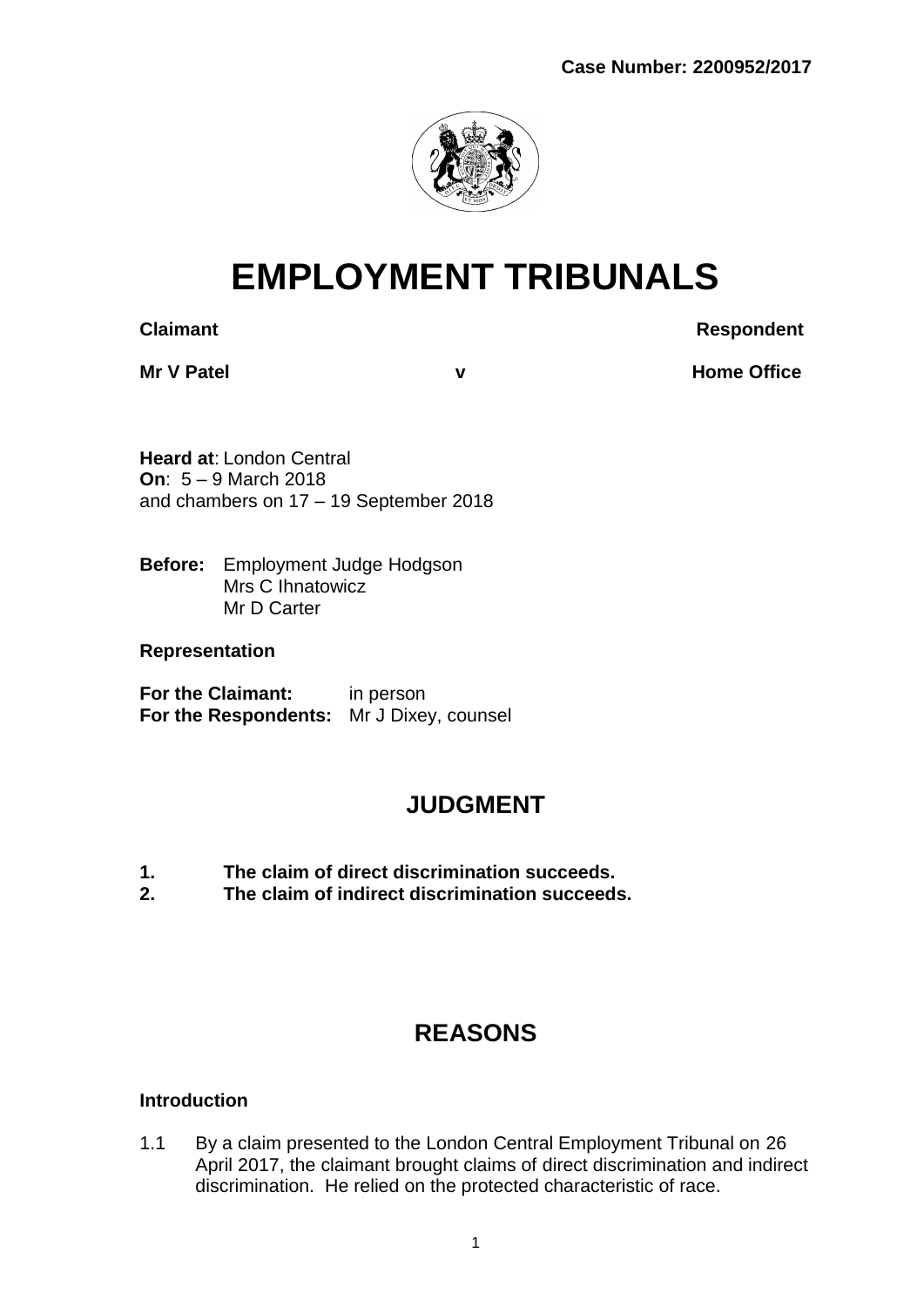Case Number: 2200952/2017

# EMPLOYMENT TRIBUNALS

| **Claimant** | | **Respondent** |
| --- | --- | --- |
| **Mr V Patel** | **v** | **Home Office** |

**Heard at**: London Central
**On**: 5 – 9 March 2018
and chambers on 17 – 19 September 2018

**Before:** Employment Judge Hodgson
Mrs C Ihnatowicz
Mr D Carter

**Representation**

**For the Claimant:** in person
**For the Respondents:** Mr J Dixey, counsel

## JUDGMENT

1. **The claim of direct discrimination succeeds.**
2. **The claim of indirect discrimination succeeds.**

## REASONS

### Introduction

1.1 By a claim presented to the London Central Employment Tribunal on 26 April 2017, the claimant brought claims of direct discrimination and indirect discrimination. He relied on the protected characteristic of race.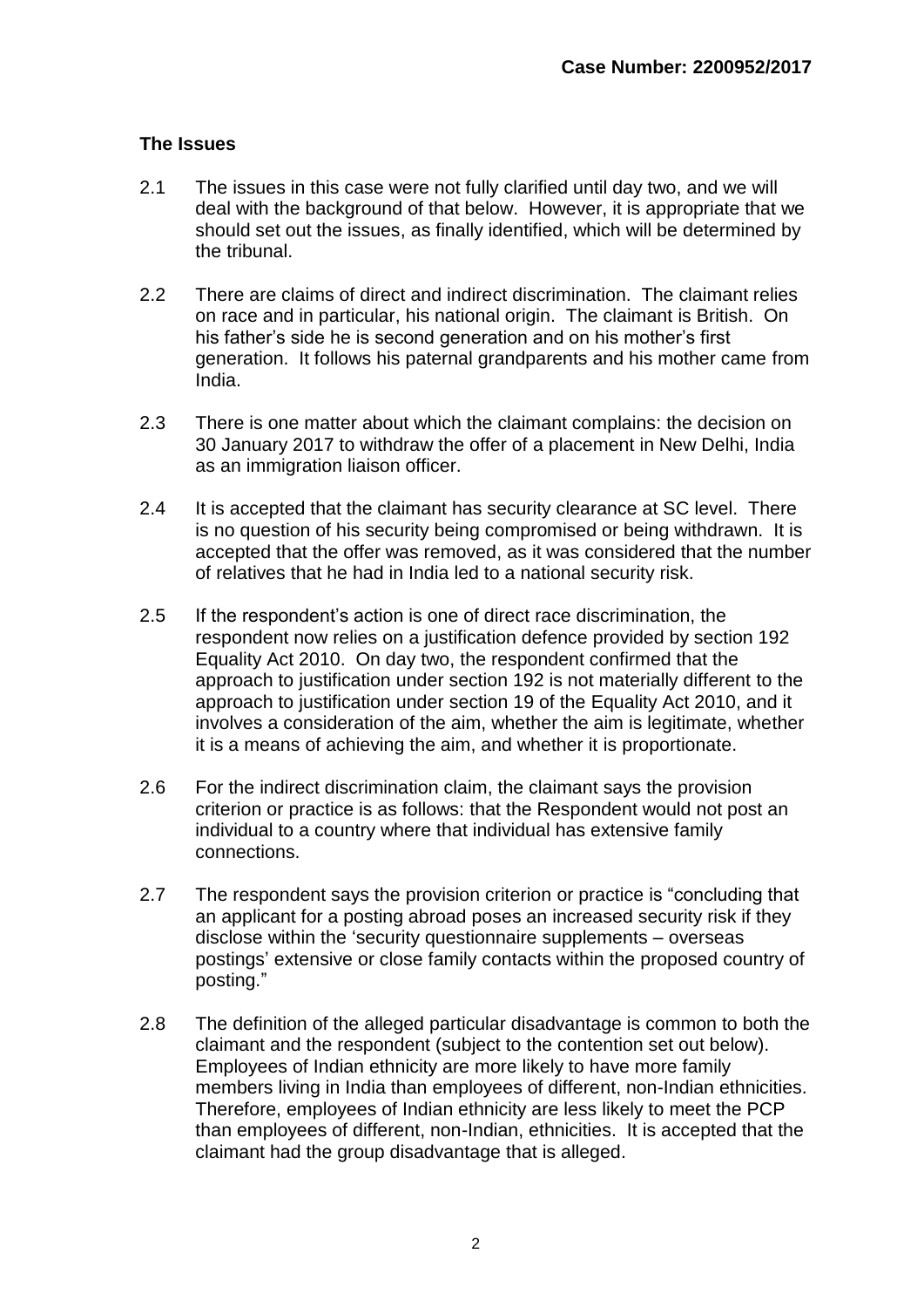### The Issues

2.1 The issues in this case were not fully clarified until day two, and we will deal with the background of that below. However, it is appropriate that we should set out the issues, as finally identified, which will be determined by the tribunal.

2.2 There are claims of direct and indirect discrimination. The claimant relies on race and in particular, his national origin. The claimant is British. On his father's side he is second generation and on his mother's first generation. It follows his paternal grandparents and his mother came from India.

2.3 There is one matter about which the claimant complains: the decision on 30 January 2017 to withdraw the offer of a placement in New Delhi, India as an immigration liaison officer.

2.4 It is accepted that the claimant has security clearance at SC level. There is no question of his security being compromised or being withdrawn. It is accepted that the offer was removed, as it was considered that the number of relatives that he had in India led to a national security risk.

2.5 If the respondent's action is one of direct race discrimination, the respondent now relies on a justification defence provided by section 192 Equality Act 2010. On day two, the respondent confirmed that the approach to justification under section 192 is not materially different to the approach to justification under section 19 of the Equality Act 2010, and it involves a consideration of the aim, whether the aim is legitimate, whether it is a means of achieving the aim, and whether it is proportionate.

2.6 For the indirect discrimination claim, the claimant says the provision criterion or practice is as follows: that the Respondent would not post an individual to a country where that individual has extensive family connections.

2.7 The respondent says the provision criterion or practice is "concluding that an applicant for a posting abroad poses an increased security risk if they disclose within the 'security questionnaire supplements – overseas postings' extensive or close family contacts within the proposed country of posting."

2.8 The definition of the alleged particular disadvantage is common to both the claimant and the respondent (subject to the contention set out below). Employees of Indian ethnicity are more likely to have more family members living in India than employees of different, non-Indian ethnicities. Therefore, employees of Indian ethnicity are less likely to meet the PCP than employees of different, non-Indian, ethnicities. It is accepted that the claimant had the group disadvantage that is alleged.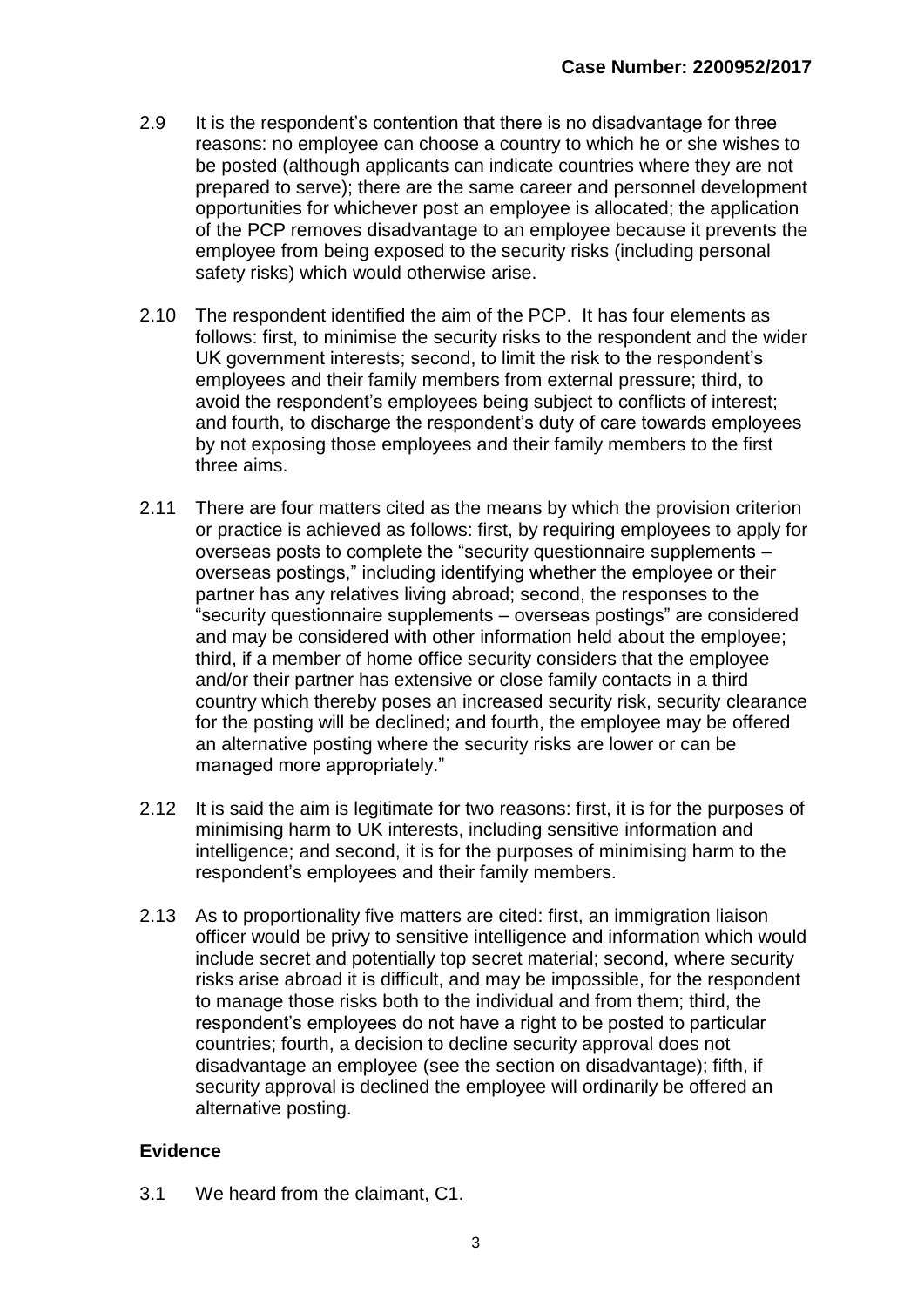2.9 It is the respondent's contention that there is no disadvantage for three reasons: no employee can choose a country to which he or she wishes to be posted (although applicants can indicate countries where they are not prepared to serve); there are the same career and personnel development opportunities for whichever post an employee is allocated; the application of the PCP removes disadvantage to an employee because it prevents the employee from being exposed to the security risks (including personal safety risks) which would otherwise arise.

2.10 The respondent identified the aim of the PCP. It has four elements as follows: first, to minimise the security risks to the respondent and the wider UK government interests; second, to limit the risk to the respondent's employees and their family members from external pressure; third, to avoid the respondent's employees being subject to conflicts of interest; and fourth, to discharge the respondent's duty of care towards employees by not exposing those employees and their family members to the first three aims.

2.11 There are four matters cited as the means by which the provision criterion or practice is achieved as follows: first, by requiring employees to apply for overseas posts to complete the "security questionnaire supplements – overseas postings," including identifying whether the employee or their partner has any relatives living abroad; second, the responses to the "security questionnaire supplements – overseas postings" are considered and may be considered with other information held about the employee; third, if a member of home office security considers that the employee and/or their partner has extensive or close family contacts in a third country which thereby poses an increased security risk, security clearance for the posting will be declined; and fourth, the employee may be offered an alternative posting where the security risks are lower or can be managed more appropriately."

2.12 It is said the aim is legitimate for two reasons: first, it is for the purposes of minimising harm to UK interests, including sensitive information and intelligence; and second, it is for the purposes of minimising harm to the respondent's employees and their family members.

2.13 As to proportionality five matters are cited: first, an immigration liaison officer would be privy to sensitive intelligence and information which would include secret and potentially top secret material; second, where security risks arise abroad it is difficult, and may be impossible, for the respondent to manage those risks both to the individual and from them; third, the respondent's employees do not have a right to be posted to particular countries; fourth, a decision to decline security approval does not disadvantage an employee (see the section on disadvantage); fifth, if security approval is declined the employee will ordinarily be offered an alternative posting.

## Evidence

3.1 We heard from the claimant, C1.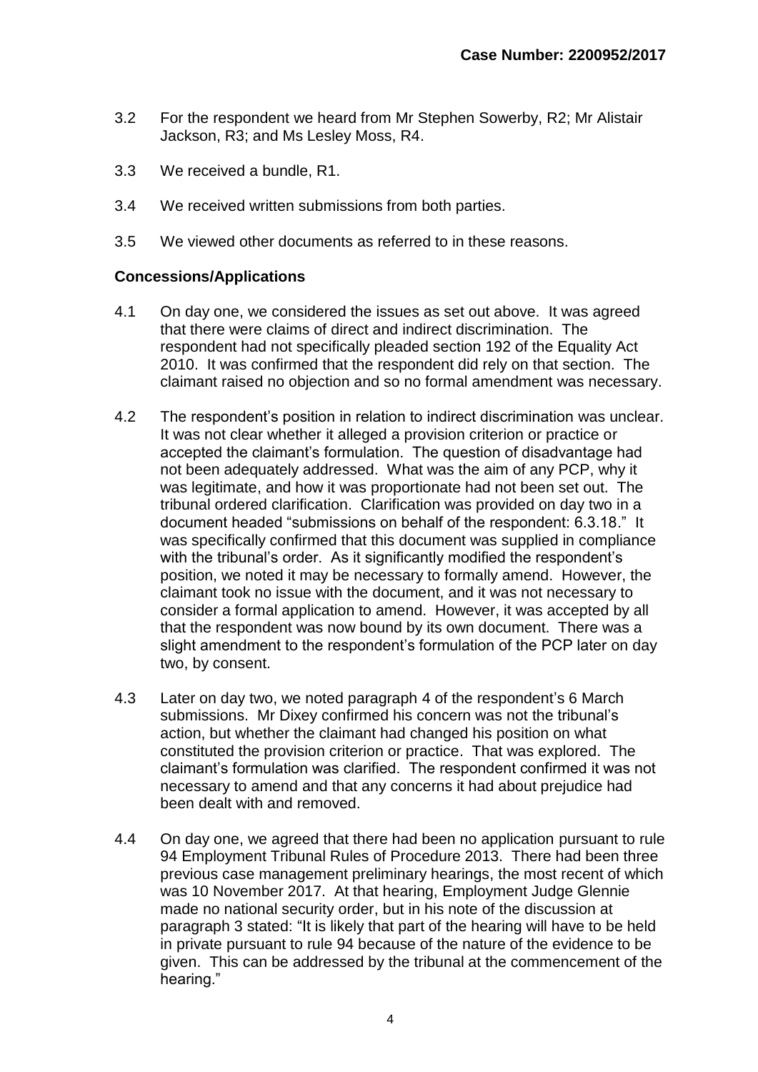3.2 For the respondent we heard from Mr Stephen Sowerby, R2; Mr Alistair Jackson, R3; and Ms Lesley Moss, R4.

3.3 We received a bundle, R1.

3.4 We received written submissions from both parties.

3.5 We viewed other documents as referred to in these reasons.

**Concessions/Applications**

4.1 On day one, we considered the issues as set out above. It was agreed that there were claims of direct and indirect discrimination. The respondent had not specifically pleaded section 192 of the Equality Act 2010. It was confirmed that the respondent did rely on that section. The claimant raised no objection and so no formal amendment was necessary.

4.2 The respondent's position in relation to indirect discrimination was unclear. It was not clear whether it alleged a provision criterion or practice or accepted the claimant's formulation. The question of disadvantage had not been adequately addressed. What was the aim of any PCP, why it was legitimate, and how it was proportionate had not been set out. The tribunal ordered clarification. Clarification was provided on day two in a document headed "submissions on behalf of the respondent: 6.3.18." It was specifically confirmed that this document was supplied in compliance with the tribunal's order. As it significantly modified the respondent's position, we noted it may be necessary to formally amend. However, the claimant took no issue with the document, and it was not necessary to consider a formal application to amend. However, it was accepted by all that the respondent was now bound by its own document. There was a slight amendment to the respondent's formulation of the PCP later on day two, by consent.

4.3 Later on day two, we noted paragraph 4 of the respondent's 6 March submissions. Mr Dixey confirmed his concern was not the tribunal's action, but whether the claimant had changed his position on what constituted the provision criterion or practice. That was explored. The claimant's formulation was clarified. The respondent confirmed it was not necessary to amend and that any concerns it had about prejudice had been dealt with and removed.

4.4 On day one, we agreed that there had been no application pursuant to rule 94 Employment Tribunal Rules of Procedure 2013. There had been three previous case management preliminary hearings, the most recent of which was 10 November 2017. At that hearing, Employment Judge Glennie made no national security order, but in his note of the discussion at paragraph 3 stated: "It is likely that part of the hearing will have to be held in private pursuant to rule 94 because of the nature of the evidence to be given. This can be addressed by the tribunal at the commencement of the hearing."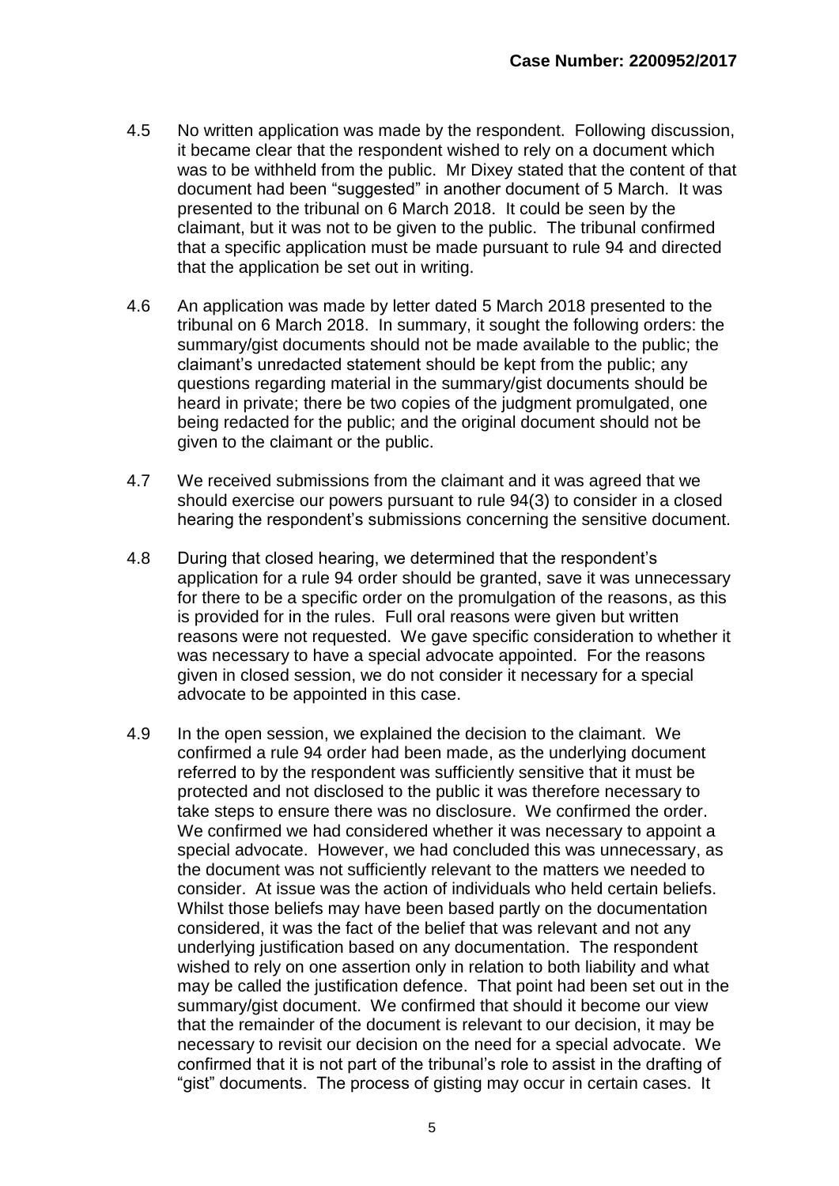4.5 No written application was made by the respondent. Following discussion, it became clear that the respondent wished to rely on a document which was to be withheld from the public. Mr Dixey stated that the content of that document had been "suggested" in another document of 5 March. It was presented to the tribunal on 6 March 2018. It could be seen by the claimant, but it was not to be given to the public. The tribunal confirmed that a specific application must be made pursuant to rule 94 and directed that the application be set out in writing.

4.6 An application was made by letter dated 5 March 2018 presented to the tribunal on 6 March 2018. In summary, it sought the following orders: the summary/gist documents should not be made available to the public; the claimant's unredacted statement should be kept from the public; any questions regarding material in the summary/gist documents should be heard in private; there be two copies of the judgment promulgated, one being redacted for the public; and the original document should not be given to the claimant or the public.

4.7 We received submissions from the claimant and it was agreed that we should exercise our powers pursuant to rule 94(3) to consider in a closed hearing the respondent's submissions concerning the sensitive document.

4.8 During that closed hearing, we determined that the respondent's application for a rule 94 order should be granted, save it was unnecessary for there to be a specific order on the promulgation of the reasons, as this is provided for in the rules. Full oral reasons were given but written reasons were not requested. We gave specific consideration to whether it was necessary to have a special advocate appointed. For the reasons given in closed session, we do not consider it necessary for a special advocate to be appointed in this case.

4.9 In the open session, we explained the decision to the claimant. We confirmed a rule 94 order had been made, as the underlying document referred to by the respondent was sufficiently sensitive that it must be protected and not disclosed to the public it was therefore necessary to take steps to ensure there was no disclosure. We confirmed the order. We confirmed we had considered whether it was necessary to appoint a special advocate. However, we had concluded this was unnecessary, as the document was not sufficiently relevant to the matters we needed to consider. At issue was the action of individuals who held certain beliefs. Whilst those beliefs may have been based partly on the documentation considered, it was the fact of the belief that was relevant and not any underlying justification based on any documentation. The respondent wished to rely on one assertion only in relation to both liability and what may be called the justification defence. That point had been set out in the summary/gist document. We confirmed that should it become our view that the remainder of the document is relevant to our decision, it may be necessary to revisit our decision on the need for a special advocate. We confirmed that it is not part of the tribunal's role to assist in the drafting of "gist" documents. The process of gisting may occur in certain cases. It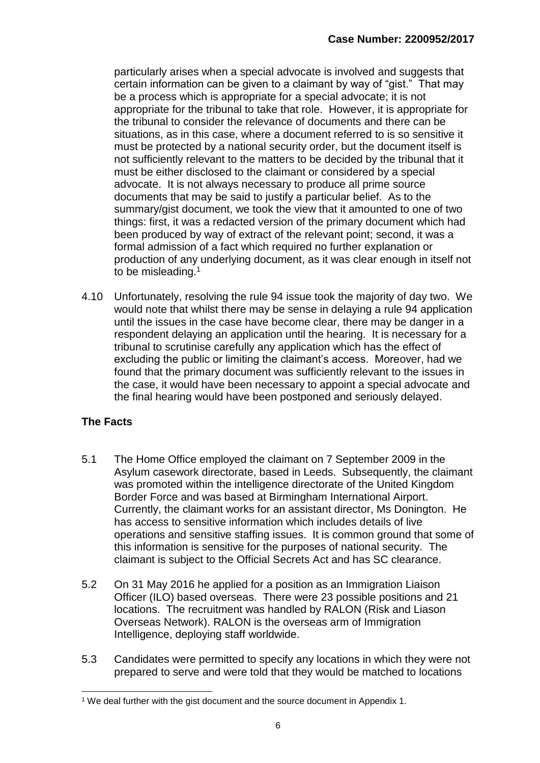particularly arises when a special advocate is involved and suggests that certain information can be given to a claimant by way of "gist." That may be a process which is appropriate for a special advocate; it is not appropriate for the tribunal to take that role. However, it is appropriate for the tribunal to consider the relevance of documents and there can be situations, as in this case, where a document referred to is so sensitive it must be protected by a national security order, but the document itself is not sufficiently relevant to the matters to be decided by the tribunal that it must be either disclosed to the claimant or considered by a special advocate. It is not always necessary to produce all prime source documents that may be said to justify a particular belief. As to the summary/gist document, we took the view that it amounted to one of two things: first, it was a redacted version of the primary document which had been produced by way of extract of the relevant point; second, it was a formal admission of a fact which required no further explanation or production of any underlying document, as it was clear enough in itself not to be misleading.[1]

4.10 Unfortunately, resolving the rule 94 issue took the majority of day two. We would note that whilst there may be sense in delaying a rule 94 application until the issues in the case have become clear, there may be danger in a respondent delaying an application until the hearing. It is necessary for a tribunal to scrutinise carefully any application which has the effect of excluding the public or limiting the claimant's access. Moreover, had we found that the primary document was sufficiently relevant to the issues in the case, it would have been necessary to appoint a special advocate and the final hearing would have been postponed and seriously delayed.

## The Facts

5.1 The Home Office employed the claimant on 7 September 2009 in the Asylum casework directorate, based in Leeds. Subsequently, the claimant was promoted within the intelligence directorate of the United Kingdom Border Force and was based at Birmingham International Airport. Currently, the claimant works for an assistant director, Ms Donington. He has access to sensitive information which includes details of live operations and sensitive staffing issues. It is common ground that some of this information is sensitive for the purposes of national security. The claimant is subject to the Official Secrets Act and has SC clearance.

5.2 On 31 May 2016 he applied for a position as an Immigration Liaison Officer (ILO) based overseas. There were 23 possible positions and 21 locations. The recruitment was handled by RALON (Risk and Liason Overseas Network). RALON is the overseas arm of Immigration Intelligence, deploying staff worldwide.

5.3 Candidates were permitted to specify any locations in which they were not prepared to serve and were told that they would be matched to locations

---

[1] We deal further with the gist document and the source document in Appendix 1.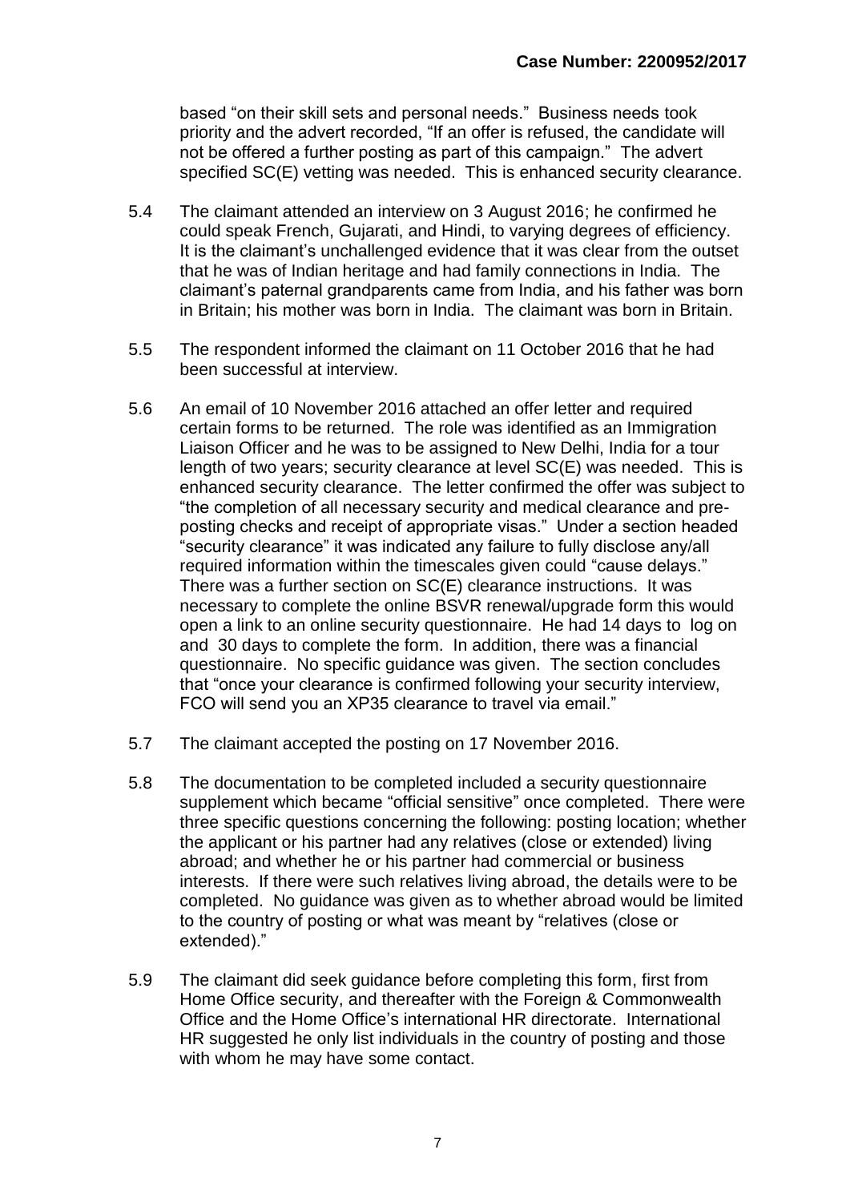based "on their skill sets and personal needs." Business needs took priority and the advert recorded, "If an offer is refused, the candidate will not be offered a further posting as part of this campaign." The advert specified SC(E) vetting was needed. This is enhanced security clearance.

5.4 The claimant attended an interview on 3 August 2016; he confirmed he could speak French, Gujarati, and Hindi, to varying degrees of efficiency. It is the claimant's unchallenged evidence that it was clear from the outset that he was of Indian heritage and had family connections in India. The claimant's paternal grandparents came from India, and his father was born in Britain; his mother was born in India. The claimant was born in Britain.

5.5 The respondent informed the claimant on 11 October 2016 that he had been successful at interview.

5.6 An email of 10 November 2016 attached an offer letter and required certain forms to be returned. The role was identified as an Immigration Liaison Officer and he was to be assigned to New Delhi, India for a tour length of two years; security clearance at level SC(E) was needed. This is enhanced security clearance. The letter confirmed the offer was subject to "the completion of all necessary security and medical clearance and pre-posting checks and receipt of appropriate visas." Under a section headed "security clearance" it was indicated any failure to fully disclose any/all required information within the timescales given could "cause delays." There was a further section on SC(E) clearance instructions. It was necessary to complete the online BSVR renewal/upgrade form this would open a link to an online security questionnaire. He had 14 days to log on and 30 days to complete the form. In addition, there was a financial questionnaire. No specific guidance was given. The section concludes that "once your clearance is confirmed following your security interview, FCO will send you an XP35 clearance to travel via email."

5.7 The claimant accepted the posting on 17 November 2016.

5.8 The documentation to be completed included a security questionnaire supplement which became "official sensitive" once completed. There were three specific questions concerning the following: posting location; whether the applicant or his partner had any relatives (close or extended) living abroad; and whether he or his partner had commercial or business interests. If there were such relatives living abroad, the details were to be completed. No guidance was given as to whether abroad would be limited to the country of posting or what was meant by "relatives (close or extended)."

5.9 The claimant did seek guidance before completing this form, first from Home Office security, and thereafter with the Foreign & Commonwealth Office and the Home Office's international HR directorate. International HR suggested he only list individuals in the country of posting and those with whom he may have some contact.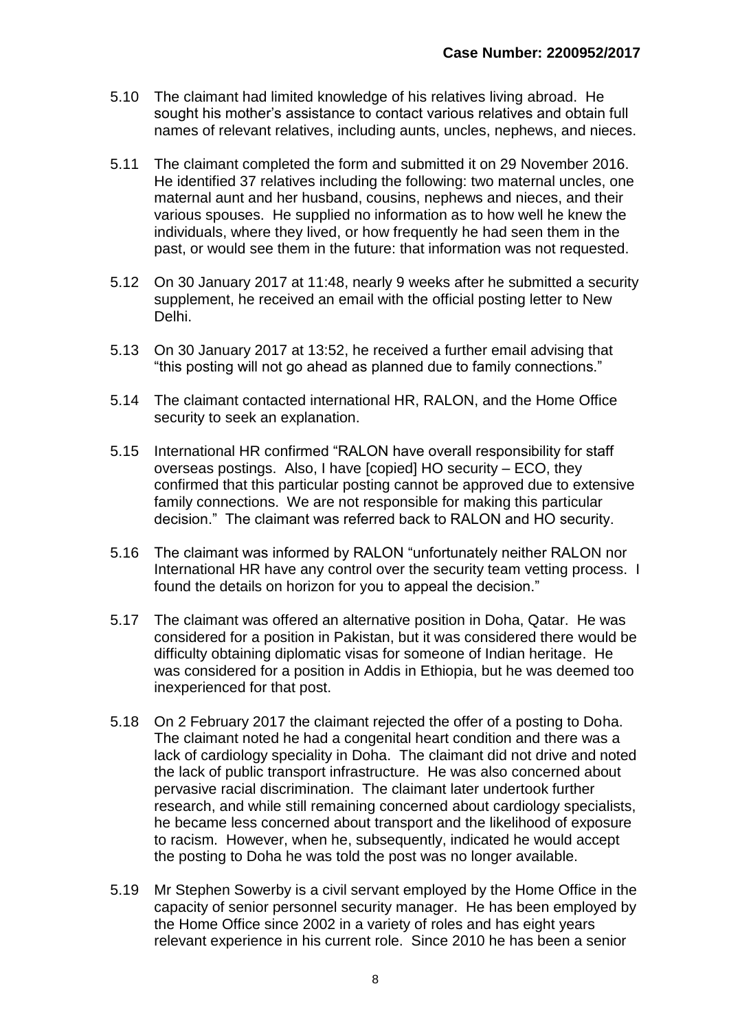5.10 The claimant had limited knowledge of his relatives living abroad. He sought his mother's assistance to contact various relatives and obtain full names of relevant relatives, including aunts, uncles, nephews, and nieces.

5.11 The claimant completed the form and submitted it on 29 November 2016. He identified 37 relatives including the following: two maternal uncles, one maternal aunt and her husband, cousins, nephews and nieces, and their various spouses. He supplied no information as to how well he knew the individuals, where they lived, or how frequently he had seen them in the past, or would see them in the future: that information was not requested.

5.12 On 30 January 2017 at 11:48, nearly 9 weeks after he submitted a security supplement, he received an email with the official posting letter to New Delhi.

5.13 On 30 January 2017 at 13:52, he received a further email advising that "this posting will not go ahead as planned due to family connections."

5.14 The claimant contacted international HR, RALON, and the Home Office security to seek an explanation.

5.15 International HR confirmed "RALON have overall responsibility for staff overseas postings. Also, I have [copied] HO security – ECO, they confirmed that this particular posting cannot be approved due to extensive family connections. We are not responsible for making this particular decision." The claimant was referred back to RALON and HO security.

5.16 The claimant was informed by RALON "unfortunately neither RALON nor International HR have any control over the security team vetting process. I found the details on horizon for you to appeal the decision."

5.17 The claimant was offered an alternative position in Doha, Qatar. He was considered for a position in Pakistan, but it was considered there would be difficulty obtaining diplomatic visas for someone of Indian heritage. He was considered for a position in Addis in Ethiopia, but he was deemed too inexperienced for that post.

5.18 On 2 February 2017 the claimant rejected the offer of a posting to Doha. The claimant noted he had a congenital heart condition and there was a lack of cardiology speciality in Doha. The claimant did not drive and noted the lack of public transport infrastructure. He was also concerned about pervasive racial discrimination. The claimant later undertook further research, and while still remaining concerned about cardiology specialists, he became less concerned about transport and the likelihood of exposure to racism. However, when he, subsequently, indicated he would accept the posting to Doha he was told the post was no longer available.

5.19 Mr Stephen Sowerby is a civil servant employed by the Home Office in the capacity of senior personnel security manager. He has been employed by the Home Office since 2002 in a variety of roles and has eight years relevant experience in his current role. Since 2010 he has been a senior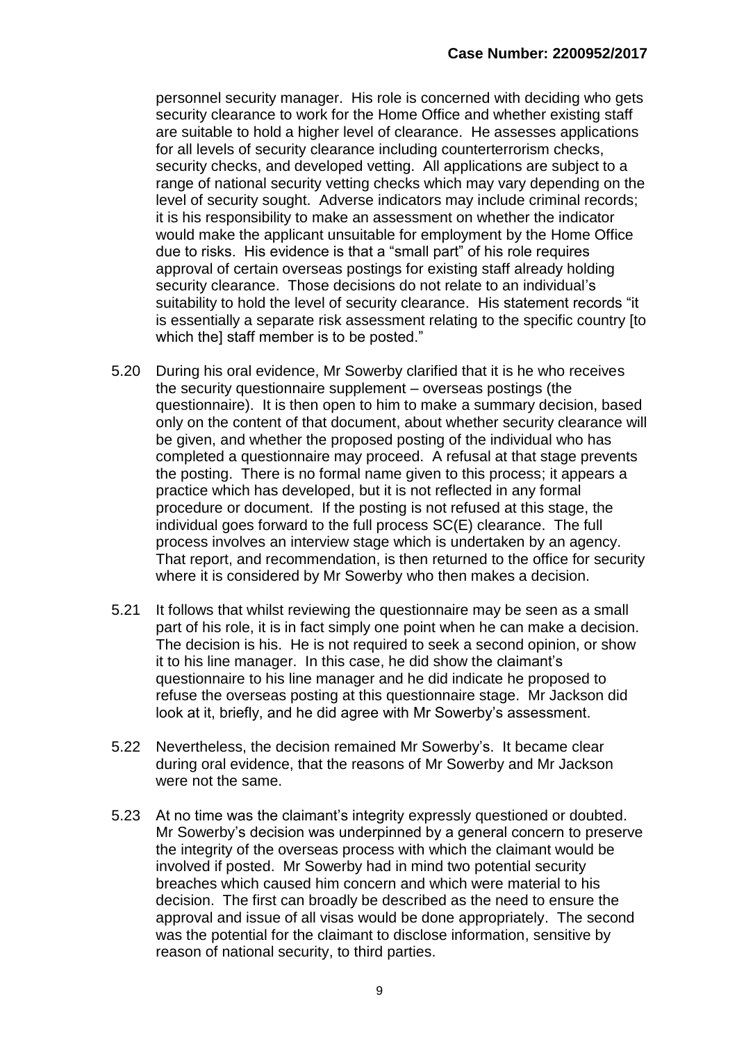personnel security manager. His role is concerned with deciding who gets security clearance to work for the Home Office and whether existing staff are suitable to hold a higher level of clearance. He assesses applications for all levels of security clearance including counterterrorism checks, security checks, and developed vetting. All applications are subject to a range of national security vetting checks which may vary depending on the level of security sought. Adverse indicators may include criminal records; it is his responsibility to make an assessment on whether the indicator would make the applicant unsuitable for employment by the Home Office due to risks. His evidence is that a "small part" of his role requires approval of certain overseas postings for existing staff already holding security clearance. Those decisions do not relate to an individual's suitability to hold the level of security clearance. His statement records "it is essentially a separate risk assessment relating to the specific country [to which the] staff member is to be posted."

5.20 During his oral evidence, Mr Sowerby clarified that it is he who receives the security questionnaire supplement – overseas postings (the questionnaire). It is then open to him to make a summary decision, based only on the content of that document, about whether security clearance will be given, and whether the proposed posting of the individual who has completed a questionnaire may proceed. A refusal at that stage prevents the posting. There is no formal name given to this process; it appears a practice which has developed, but it is not reflected in any formal procedure or document. If the posting is not refused at this stage, the individual goes forward to the full process SC(E) clearance. The full process involves an interview stage which is undertaken by an agency. That report, and recommendation, is then returned to the office for security where it is considered by Mr Sowerby who then makes a decision.

5.21 It follows that whilst reviewing the questionnaire may be seen as a small part of his role, it is in fact simply one point when he can make a decision. The decision is his. He is not required to seek a second opinion, or show it to his line manager. In this case, he did show the claimant's questionnaire to his line manager and he did indicate he proposed to refuse the overseas posting at this questionnaire stage. Mr Jackson did look at it, briefly, and he did agree with Mr Sowerby's assessment.

5.22 Nevertheless, the decision remained Mr Sowerby's. It became clear during oral evidence, that the reasons of Mr Sowerby and Mr Jackson were not the same.

5.23 At no time was the claimant's integrity expressly questioned or doubted. Mr Sowerby's decision was underpinned by a general concern to preserve the integrity of the overseas process with which the claimant would be involved if posted. Mr Sowerby had in mind two potential security breaches which caused him concern and which were material to his decision. The first can broadly be described as the need to ensure the approval and issue of all visas would be done appropriately. The second was the potential for the claimant to disclose information, sensitive by reason of national security, to third parties.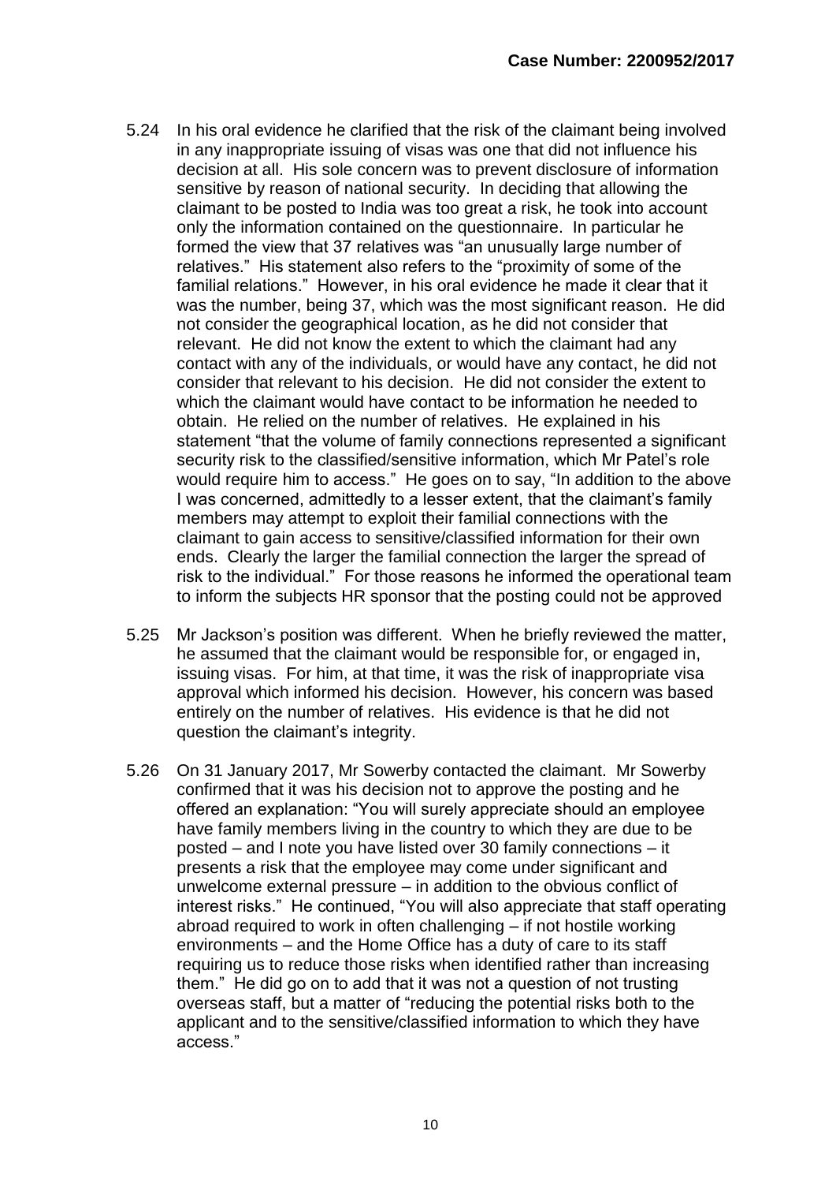5.24 In his oral evidence he clarified that the risk of the claimant being involved in any inappropriate issuing of visas was one that did not influence his decision at all. His sole concern was to prevent disclosure of information sensitive by reason of national security. In deciding that allowing the claimant to be posted to India was too great a risk, he took into account only the information contained on the questionnaire. In particular he formed the view that 37 relatives was "an unusually large number of relatives." His statement also refers to the "proximity of some of the familial relations." However, in his oral evidence he made it clear that it was the number, being 37, which was the most significant reason. He did not consider the geographical location, as he did not consider that relevant. He did not know the extent to which the claimant had any contact with any of the individuals, or would have any contact, he did not consider that relevant to his decision. He did not consider the extent to which the claimant would have contact to be information he needed to obtain. He relied on the number of relatives. He explained in his statement "that the volume of family connections represented a significant security risk to the classified/sensitive information, which Mr Patel's role would require him to access." He goes on to say, "In addition to the above I was concerned, admittedly to a lesser extent, that the claimant's family members may attempt to exploit their familial connections with the claimant to gain access to sensitive/classified information for their own ends. Clearly the larger the familial connection the larger the spread of risk to the individual." For those reasons he informed the operational team to inform the subjects HR sponsor that the posting could not be approved

5.25 Mr Jackson's position was different. When he briefly reviewed the matter, he assumed that the claimant would be responsible for, or engaged in, issuing visas. For him, at that time, it was the risk of inappropriate visa approval which informed his decision. However, his concern was based entirely on the number of relatives. His evidence is that he did not question the claimant's integrity.

5.26 On 31 January 2017, Mr Sowerby contacted the claimant. Mr Sowerby confirmed that it was his decision not to approve the posting and he offered an explanation: "You will surely appreciate should an employee have family members living in the country to which they are due to be posted – and I note you have listed over 30 family connections – it presents a risk that the employee may come under significant and unwelcome external pressure – in addition to the obvious conflict of interest risks." He continued, "You will also appreciate that staff operating abroad required to work in often challenging – if not hostile working environments – and the Home Office has a duty of care to its staff requiring us to reduce those risks when identified rather than increasing them." He did go on to add that it was not a question of not trusting overseas staff, but a matter of "reducing the potential risks both to the applicant and to the sensitive/classified information to which they have access."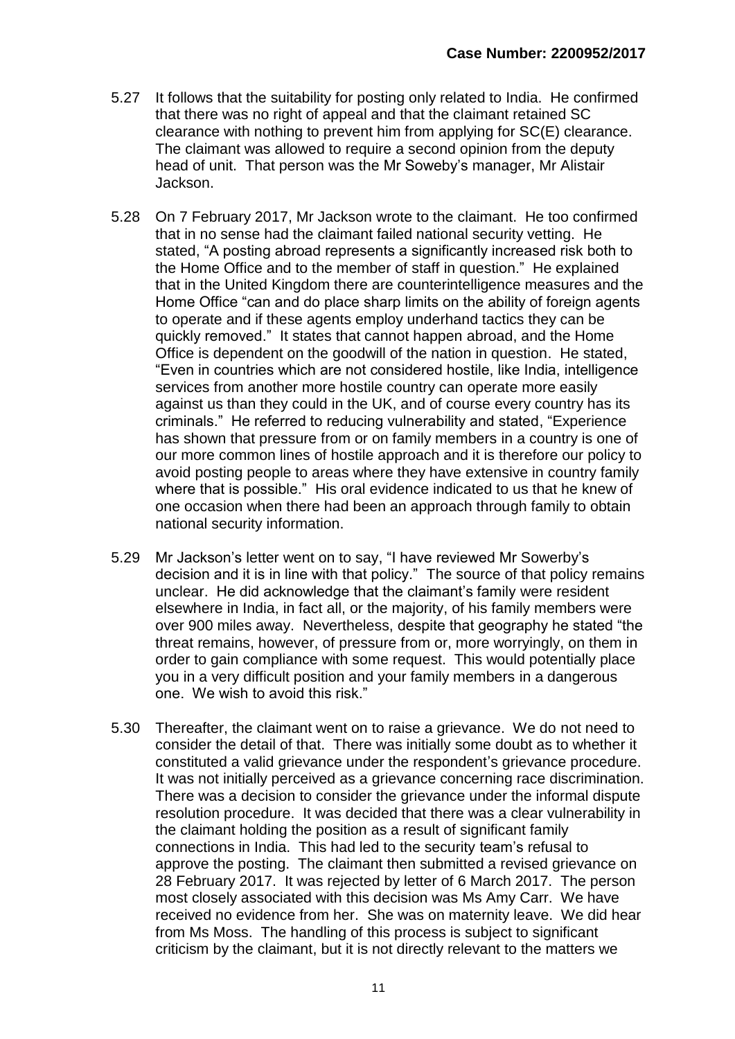5.27 It follows that the suitability for posting only related to India. He confirmed that there was no right of appeal and that the claimant retained SC clearance with nothing to prevent him from applying for SC(E) clearance. The claimant was allowed to require a second opinion from the deputy head of unit. That person was the Mr Soweby's manager, Mr Alistair Jackson.

5.28 On 7 February 2017, Mr Jackson wrote to the claimant. He too confirmed that in no sense had the claimant failed national security vetting. He stated, "A posting abroad represents a significantly increased risk both to the Home Office and to the member of staff in question." He explained that in the United Kingdom there are counterintelligence measures and the Home Office "can and do place sharp limits on the ability of foreign agents to operate and if these agents employ underhand tactics they can be quickly removed." It states that cannot happen abroad, and the Home Office is dependent on the goodwill of the nation in question. He stated, "Even in countries which are not considered hostile, like India, intelligence services from another more hostile country can operate more easily against us than they could in the UK, and of course every country has its criminals." He referred to reducing vulnerability and stated, "Experience has shown that pressure from or on family members in a country is one of our more common lines of hostile approach and it is therefore our policy to avoid posting people to areas where they have extensive in country family where that is possible." His oral evidence indicated to us that he knew of one occasion when there had been an approach through family to obtain national security information.

5.29 Mr Jackson's letter went on to say, "I have reviewed Mr Sowerby's decision and it is in line with that policy." The source of that policy remains unclear. He did acknowledge that the claimant's family were resident elsewhere in India, in fact all, or the majority, of his family members were over 900 miles away. Nevertheless, despite that geography he stated "the threat remains, however, of pressure from or, more worryingly, on them in order to gain compliance with some request. This would potentially place you in a very difficult position and your family members in a dangerous one. We wish to avoid this risk."

5.30 Thereafter, the claimant went on to raise a grievance. We do not need to consider the detail of that. There was initially some doubt as to whether it constituted a valid grievance under the respondent's grievance procedure. It was not initially perceived as a grievance concerning race discrimination. There was a decision to consider the grievance under the informal dispute resolution procedure. It was decided that there was a clear vulnerability in the claimant holding the position as a result of significant family connections in India. This had led to the security team's refusal to approve the posting. The claimant then submitted a revised grievance on 28 February 2017. It was rejected by letter of 6 March 2017. The person most closely associated with this decision was Ms Amy Carr. We have received no evidence from her. She was on maternity leave. We did hear from Ms Moss. The handling of this process is subject to significant criticism by the claimant, but it is not directly relevant to the matters we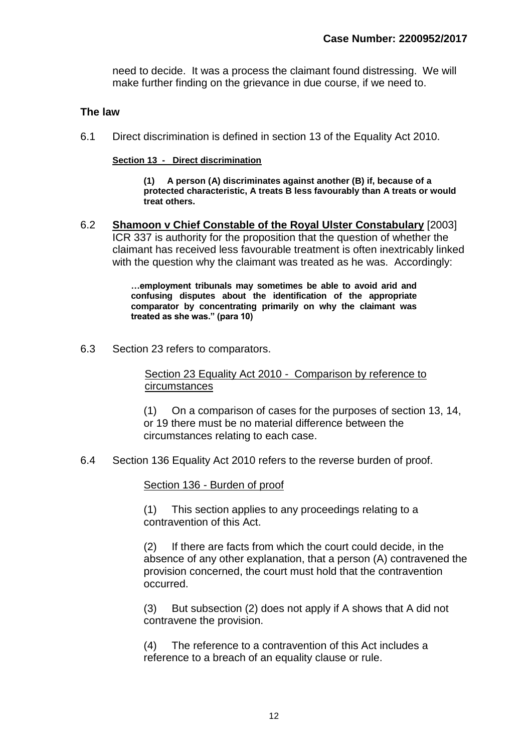need to decide. It was a process the claimant found distressing. We will make further finding on the grievance in due course, if we need to.

## The law

6.1 Direct discrimination is defined in section 13 of the Equality Act 2010.

> **<u>Section 13 - Direct discrimination</u>**
>
> **(1) A person (A) discriminates against another (B) if, because of a protected characteristic, A treats B less favourably than A treats or would treat others.**

6.2 **<u>Shamoon v Chief Constable of the Royal Ulster Constabulary</u>** [2003] ICR 337 is authority for the proposition that the question of whether the claimant has received less favourable treatment is often inextricably linked with the question why the claimant was treated as he was. Accordingly:

> **…employment tribunals may sometimes be able to avoid arid and confusing disputes about the identification of the appropriate comparator by concentrating primarily on why the claimant was treated as she was." (para 10)**

6.3 Section 23 refers to comparators.

> <u>Section 23 Equality Act 2010 - Comparison by reference to circumstances</u>
>
> (1) On a comparison of cases for the purposes of section 13, 14, or 19 there must be no material difference between the circumstances relating to each case.

6.4 Section 136 Equality Act 2010 refers to the reverse burden of proof.

> <u>Section 136 - Burden of proof</u>
>
> (1) This section applies to any proceedings relating to a contravention of this Act.
>
> (2) If there are facts from which the court could decide, in the absence of any other explanation, that a person (A) contravened the provision concerned, the court must hold that the contravention occurred.
>
> (3) But subsection (2) does not apply if A shows that A did not contravene the provision.
>
> (4) The reference to a contravention of this Act includes a reference to a breach of an equality clause or rule.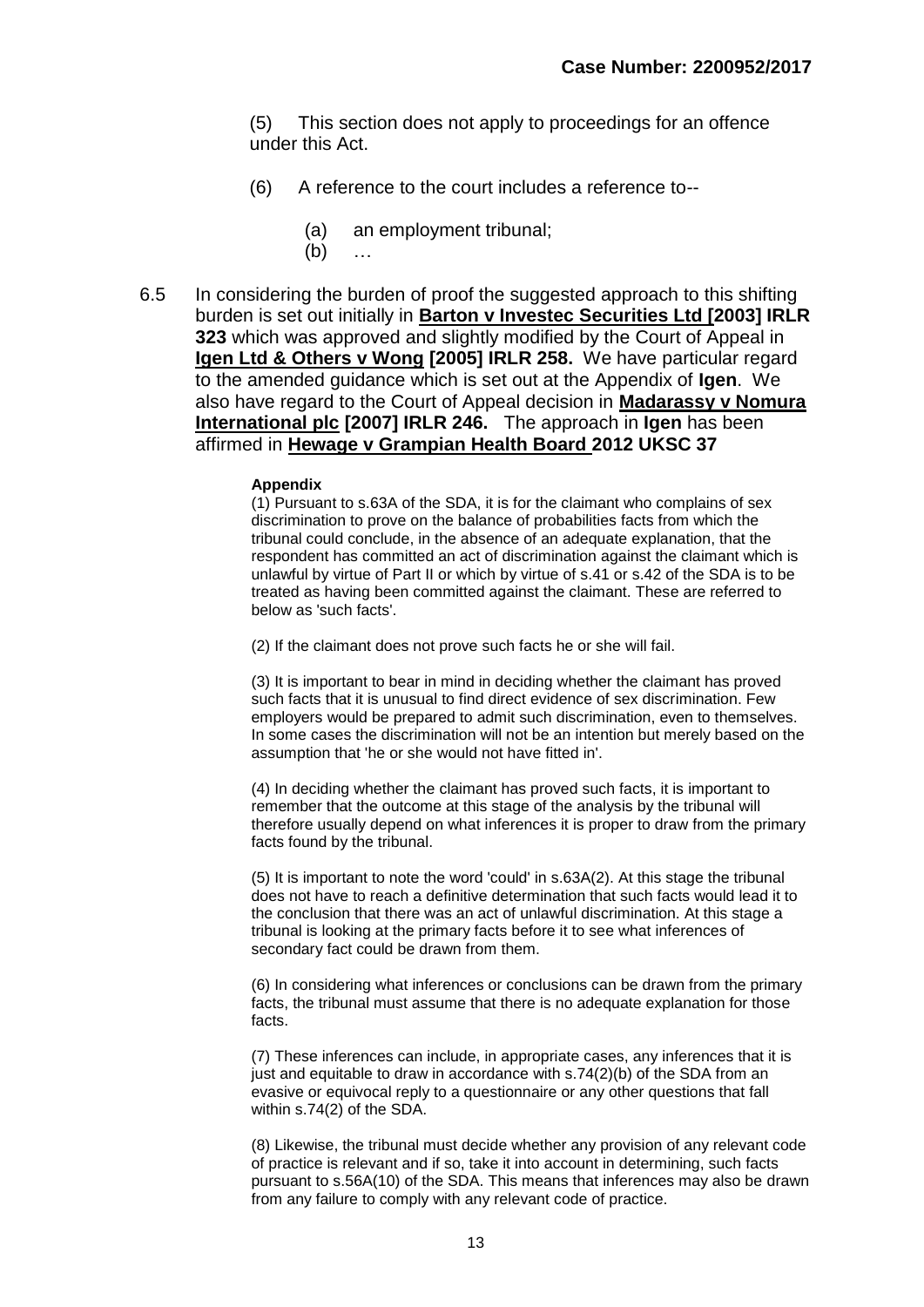(5) This section does not apply to proceedings for an offence under this Act.

(6) A reference to the court includes a reference to--

(a) an employment tribunal;
(b) …

6.5 In considering the burden of proof the suggested approach to this shifting burden is set out initially in **Barton v Investec Securities Ltd [2003] IRLR 323** which was approved and slightly modified by the Court of Appeal in **Igen Ltd & Others v Wong [2005] IRLR 258.** We have particular regard to the amended guidance which is set out at the Appendix of **Igen**. We also have regard to the Court of Appeal decision in **Madarassy v Nomura International plc [2007] IRLR 246.** The approach in **Igen** has been affirmed in **Hewage v Grampian Health Board 2012 UKSC 37**

**Appendix**

(1) Pursuant to s.63A of the SDA, it is for the claimant who complains of sex discrimination to prove on the balance of probabilities facts from which the tribunal could conclude, in the absence of an adequate explanation, that the respondent has committed an act of discrimination against the claimant which is unlawful by virtue of Part II or which by virtue of s.41 or s.42 of the SDA is to be treated as having been committed against the claimant. These are referred to below as 'such facts'.

(2) If the claimant does not prove such facts he or she will fail.

(3) It is important to bear in mind in deciding whether the claimant has proved such facts that it is unusual to find direct evidence of sex discrimination. Few employers would be prepared to admit such discrimination, even to themselves. In some cases the discrimination will not be an intention but merely based on the assumption that 'he or she would not have fitted in'.

(4) In deciding whether the claimant has proved such facts, it is important to remember that the outcome at this stage of the analysis by the tribunal will therefore usually depend on what inferences it is proper to draw from the primary facts found by the tribunal.

(5) It is important to note the word 'could' in s.63A(2). At this stage the tribunal does not have to reach a definitive determination that such facts would lead it to the conclusion that there was an act of unlawful discrimination. At this stage a tribunal is looking at the primary facts before it to see what inferences of secondary fact could be drawn from them.

(6) In considering what inferences or conclusions can be drawn from the primary facts, the tribunal must assume that there is no adequate explanation for those facts.

(7) These inferences can include, in appropriate cases, any inferences that it is just and equitable to draw in accordance with s.74(2)(b) of the SDA from an evasive or equivocal reply to a questionnaire or any other questions that fall within s.74(2) of the SDA.

(8) Likewise, the tribunal must decide whether any provision of any relevant code of practice is relevant and if so, take it into account in determining, such facts pursuant to s.56A(10) of the SDA. This means that inferences may also be drawn from any failure to comply with any relevant code of practice.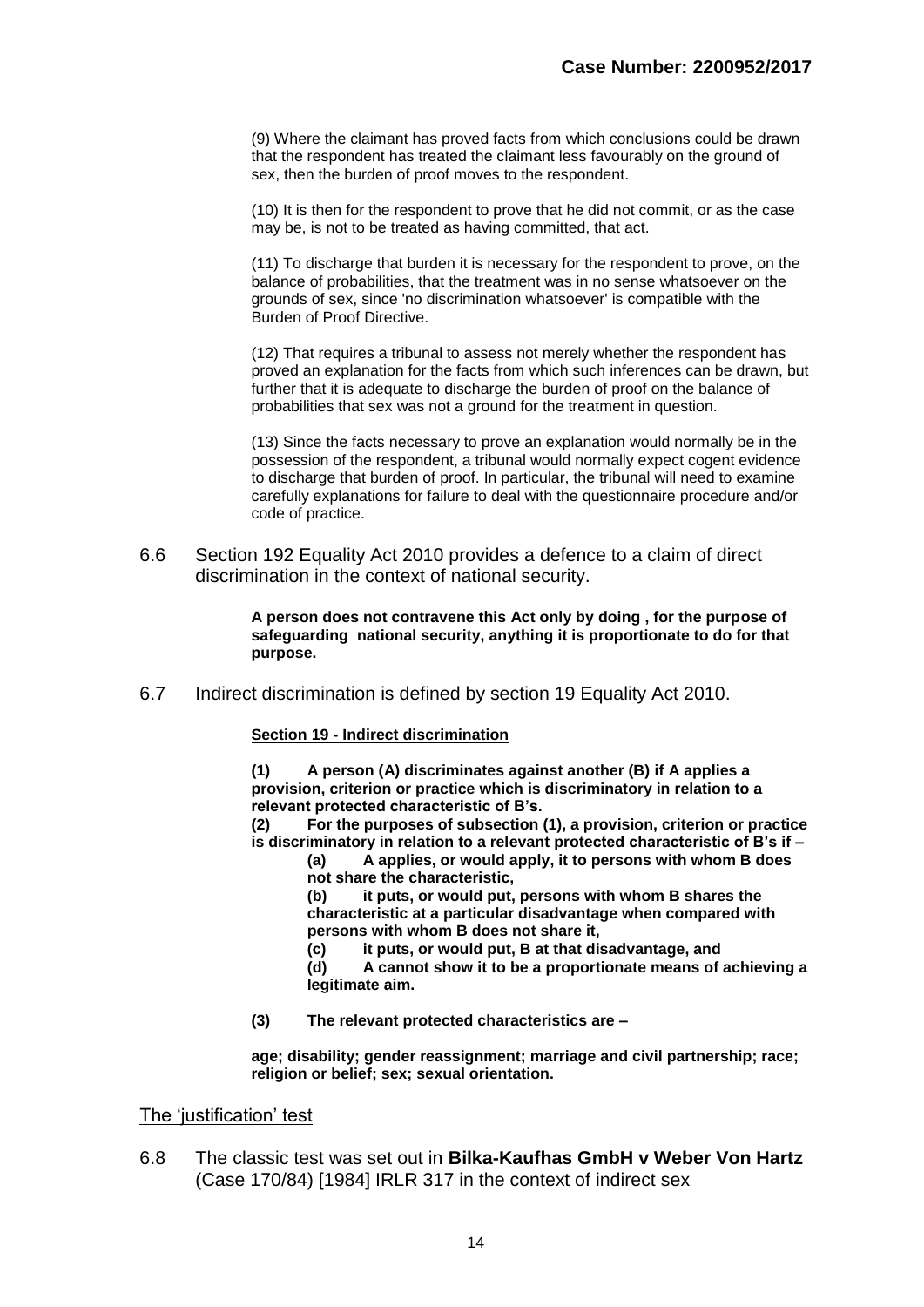(9) Where the claimant has proved facts from which conclusions could be drawn that the respondent has treated the claimant less favourably on the ground of sex, then the burden of proof moves to the respondent.

(10) It is then for the respondent to prove that he did not commit, or as the case may be, is not to be treated as having committed, that act.

(11) To discharge that burden it is necessary for the respondent to prove, on the balance of probabilities, that the treatment was in no sense whatsoever on the grounds of sex, since 'no discrimination whatsoever' is compatible with the Burden of Proof Directive.

(12) That requires a tribunal to assess not merely whether the respondent has proved an explanation for the facts from which such inferences can be drawn, but further that it is adequate to discharge the burden of proof on the balance of probabilities that sex was not a ground for the treatment in question.

(13) Since the facts necessary to prove an explanation would normally be in the possession of the respondent, a tribunal would normally expect cogent evidence to discharge that burden of proof. In particular, the tribunal will need to examine carefully explanations for failure to deal with the questionnaire procedure and/or code of practice.

6.6 Section 192 Equality Act 2010 provides a defence to a claim of direct discrimination in the context of national security.

> **A person does not contravene this Act only by doing , for the purpose of safeguarding national security, anything it is proportionate to do for that purpose.**

6.7 Indirect discrimination is defined by section 19 Equality Act 2010.

**Section 19 - Indirect discrimination**

**(1) A person (A) discriminates against another (B) if A applies a provision, criterion or practice which is discriminatory in relation to a relevant protected characteristic of B's.**

**(2) For the purposes of subsection (1), a provision, criterion or practice is discriminatory in relation to a relevant protected characteristic of B's if –**

> **(a) A applies, or would apply, it to persons with whom B does not share the characteristic,**
>
> **(b) it puts, or would put, persons with whom B shares the characteristic at a particular disadvantage when compared with persons with whom B does not share it,**
>
> **(c) it puts, or would put, B at that disadvantage, and**
>
> **(d) A cannot show it to be a proportionate means of achieving a legitimate aim.**

**(3) The relevant protected characteristics are –**

**age; disability; gender reassignment; marriage and civil partnership; race; religion or belief; sex; sexual orientation.**

## The 'justification' test

6.8 The classic test was set out in **Bilka-Kaufhas GmbH v Weber Von Hartz** (Case 170/84) [1984] IRLR 317 in the context of indirect sex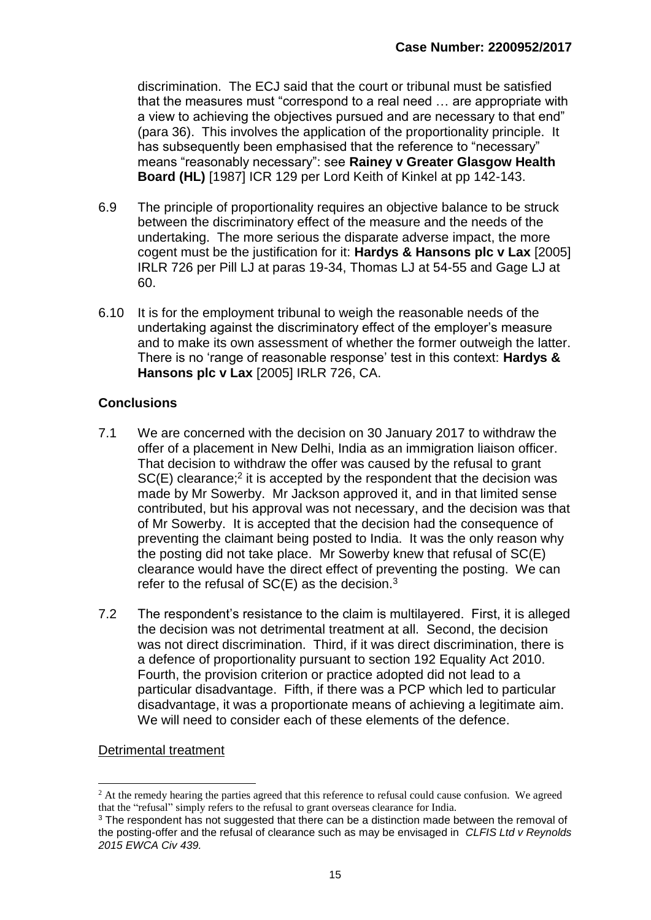discrimination. The ECJ said that the court or tribunal must be satisfied that the measures must "correspond to a real need … are appropriate with a view to achieving the objectives pursued and are necessary to that end" (para 36). This involves the application of the proportionality principle. It has subsequently been emphasised that the reference to "necessary" means "reasonably necessary": see **Rainey v Greater Glasgow Health Board (HL)** [1987] ICR 129 per Lord Keith of Kinkel at pp 142-143.

6.9 The principle of proportionality requires an objective balance to be struck between the discriminatory effect of the measure and the needs of the undertaking. The more serious the disparate adverse impact, the more cogent must be the justification for it: **Hardys & Hansons plc v Lax** [2005] IRLR 726 per Pill LJ at paras 19-34, Thomas LJ at 54-55 and Gage LJ at 60.

6.10 It is for the employment tribunal to weigh the reasonable needs of the undertaking against the discriminatory effect of the employer's measure and to make its own assessment of whether the former outweigh the latter. There is no 'range of reasonable response' test in this context: **Hardys & Hansons plc v Lax** [2005] IRLR 726, CA.

## Conclusions

7.1 We are concerned with the decision on 30 January 2017 to withdraw the offer of a placement in New Delhi, India as an immigration liaison officer. That decision to withdraw the offer was caused by the refusal to grant SC(E) clearance;[2] it is accepted by the respondent that the decision was made by Mr Sowerby. Mr Jackson approved it, and in that limited sense contributed, but his approval was not necessary, and the decision was that of Mr Sowerby. It is accepted that the decision had the consequence of preventing the claimant being posted to India. It was the only reason why the posting did not take place. Mr Sowerby knew that refusal of SC(E) clearance would have the direct effect of preventing the posting. We can refer to the refusal of SC(E) as the decision.[3]

7.2 The respondent's resistance to the claim is multilayered. First, it is alleged the decision was not detrimental treatment at all. Second, the decision was not direct discrimination. Third, if it was direct discrimination, there is a defence of proportionality pursuant to section 192 Equality Act 2010. Fourth, the provision criterion or practice adopted did not lead to a particular disadvantage. Fifth, if there was a PCP which led to particular disadvantage, it was a proportionate means of achieving a legitimate aim. We will need to consider each of these elements of the defence.

Detrimental treatment

---

[2] At the remedy hearing the parties agreed that this reference to refusal could cause confusion. We agreed that the "refusal" simply refers to the refusal to grant overseas clearance for India.

[3] The respondent has not suggested that there can be a distinction made between the removal of the posting-offer and the refusal of clearance such as may be envisaged in *CLFIS Ltd v Reynolds 2015 EWCA Civ 439.*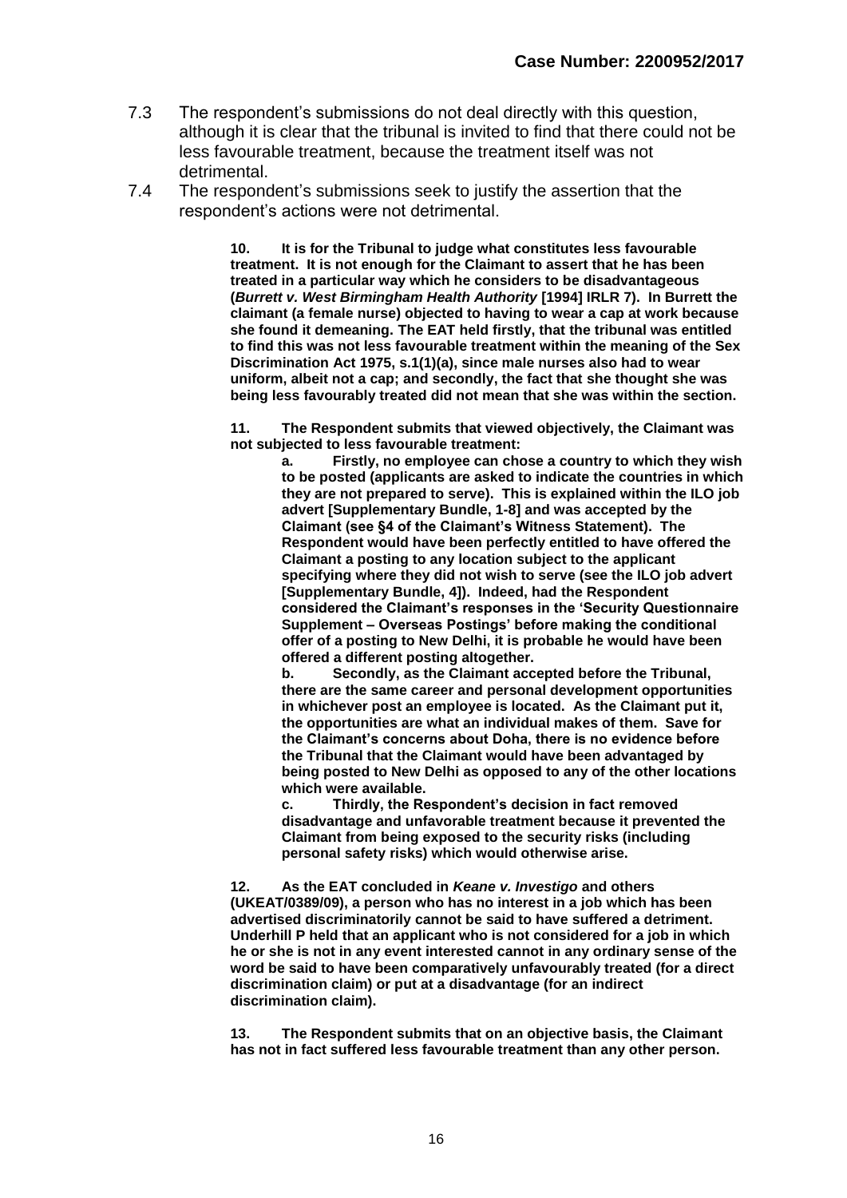7.3 The respondent's submissions do not deal directly with this question, although it is clear that the tribunal is invited to find that there could not be less favourable treatment, because the treatment itself was not detrimental.

7.4 The respondent's submissions seek to justify the assertion that the respondent's actions were not detrimental.

> **10. It is for the Tribunal to judge what constitutes less favourable treatment. It is not enough for the Claimant to assert that he has been treated in a particular way which he considers to be disadvantageous (*Burrett v. West Birmingham Health Authority* [1994] IRLR 7). In Burrett the claimant (a female nurse) objected to having to wear a cap at work because she found it demeaning. The EAT held firstly, that the tribunal was entitled to find this was not less favourable treatment within the meaning of the Sex Discrimination Act 1975, s.1(1)(a), since male nurses also had to wear uniform, albeit not a cap; and secondly, the fact that she thought she was being less favourably treated did not mean that she was within the section.**
>
> **11. The Respondent submits that viewed objectively, the Claimant was not subjected to less favourable treatment:**
>
> **a. Firstly, no employee can chose a country to which they wish to be posted (applicants are asked to indicate the countries in which they are not prepared to serve). This is explained within the ILO job advert [Supplementary Bundle, 1-8] and was accepted by the Claimant (see §4 of the Claimant's Witness Statement). The Respondent would have been perfectly entitled to have offered the Claimant a posting to any location subject to the applicant specifying where they did not wish to serve (see the ILO job advert [Supplementary Bundle, 4]). Indeed, had the Respondent considered the Claimant's responses in the 'Security Questionnaire Supplement – Overseas Postings' before making the conditional offer of a posting to New Delhi, it is probable he would have been offered a different posting altogether.**
>
> **b. Secondly, as the Claimant accepted before the Tribunal, there are the same career and personal development opportunities in whichever post an employee is located. As the Claimant put it, the opportunities are what an individual makes of them. Save for the Claimant's concerns about Doha, there is no evidence before the Tribunal that the Claimant would have been advantaged by being posted to New Delhi as opposed to any of the other locations which were available.**
>
> **c. Thirdly, the Respondent's decision in fact removed disadvantage and unfavorable treatment because it prevented the Claimant from being exposed to the security risks (including personal safety risks) which would otherwise arise.**
>
> **12. As the EAT concluded in *Keane v. Investigo* and others (UKEAT/0389/09), a person who has no interest in a job which has been advertised discriminatorily cannot be said to have suffered a detriment. Underhill P held that an applicant who is not considered for a job in which he or she is not in any event interested cannot in any ordinary sense of the word be said to have been comparatively unfavourably treated (for a direct discrimination claim) or put at a disadvantage (for an indirect discrimination claim).**
>
> **13. The Respondent submits that on an objective basis, the Claimant has not in fact suffered less favourable treatment than any other person.**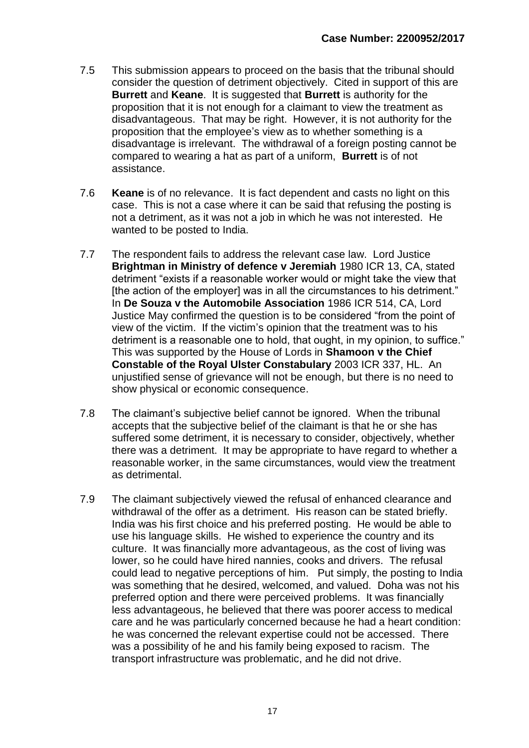7.5 This submission appears to proceed on the basis that the tribunal should consider the question of detriment objectively. Cited in support of this are **Burrett** and **Keane**. It is suggested that **Burrett** is authority for the proposition that it is not enough for a claimant to view the treatment as disadvantageous. That may be right. However, it is not authority for the proposition that the employee's view as to whether something is a disadvantage is irrelevant. The withdrawal of a foreign posting cannot be compared to wearing a hat as part of a uniform, **Burrett** is of not assistance.

7.6 **Keane** is of no relevance. It is fact dependent and casts no light on this case. This is not a case where it can be said that refusing the posting is not a detriment, as it was not a job in which he was not interested. He wanted to be posted to India.

7.7 The respondent fails to address the relevant case law. Lord Justice **Brightman in Ministry of defence v Jeremiah** 1980 ICR 13, CA, stated detriment "exists if a reasonable worker would or might take the view that [the action of the employer] was in all the circumstances to his detriment." In **De Souza v the Automobile Association** 1986 ICR 514, CA, Lord Justice May confirmed the question is to be considered "from the point of view of the victim. If the victim's opinion that the treatment was to his detriment is a reasonable one to hold, that ought, in my opinion, to suffice." This was supported by the House of Lords in **Shamoon v the Chief Constable of the Royal Ulster Constabulary** 2003 ICR 337, HL. An unjustified sense of grievance will not be enough, but there is no need to show physical or economic consequence.

7.8 The claimant's subjective belief cannot be ignored. When the tribunal accepts that the subjective belief of the claimant is that he or she has suffered some detriment, it is necessary to consider, objectively, whether there was a detriment. It may be appropriate to have regard to whether a reasonable worker, in the same circumstances, would view the treatment as detrimental.

7.9 The claimant subjectively viewed the refusal of enhanced clearance and withdrawal of the offer as a detriment. His reason can be stated briefly. India was his first choice and his preferred posting. He would be able to use his language skills. He wished to experience the country and its culture. It was financially more advantageous, as the cost of living was lower, so he could have hired nannies, cooks and drivers. The refusal could lead to negative perceptions of him. Put simply, the posting to India was something that he desired, welcomed, and valued. Doha was not his preferred option and there were perceived problems. It was financially less advantageous, he believed that there was poorer access to medical care and he was particularly concerned because he had a heart condition: he was concerned the relevant expertise could not be accessed. There was a possibility of he and his family being exposed to racism. The transport infrastructure was problematic, and he did not drive.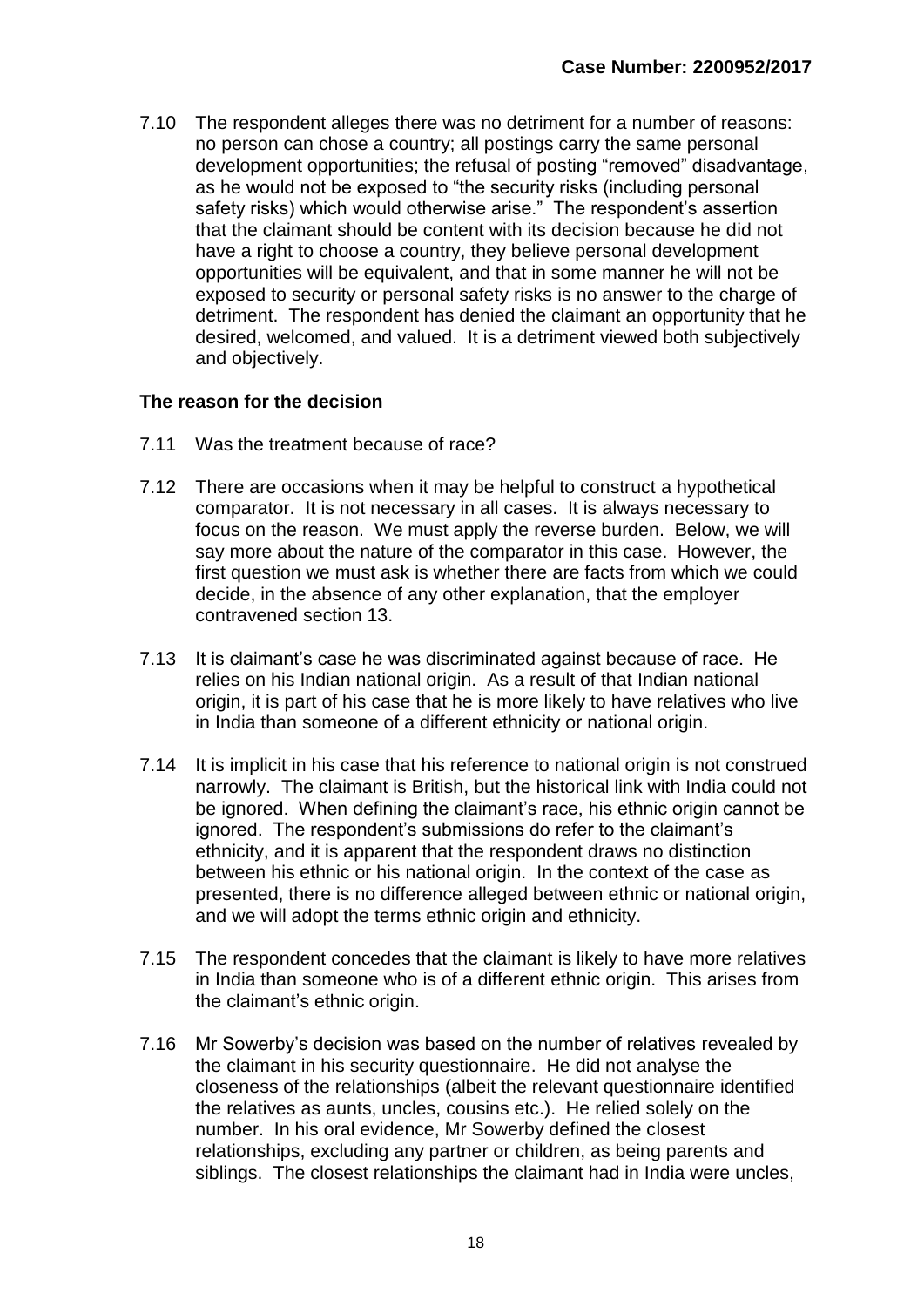7.10 The respondent alleges there was no detriment for a number of reasons: no person can chose a country; all postings carry the same personal development opportunities; the refusal of posting "removed" disadvantage, as he would not be exposed to "the security risks (including personal safety risks) which would otherwise arise." The respondent's assertion that the claimant should be content with its decision because he did not have a right to choose a country, they believe personal development opportunities will be equivalent, and that in some manner he will not be exposed to security or personal safety risks is no answer to the charge of detriment. The respondent has denied the claimant an opportunity that he desired, welcomed, and valued. It is a detriment viewed both subjectively and objectively.

**The reason for the decision**

7.11 Was the treatment because of race?

7.12 There are occasions when it may be helpful to construct a hypothetical comparator. It is not necessary in all cases. It is always necessary to focus on the reason. We must apply the reverse burden. Below, we will say more about the nature of the comparator in this case. However, the first question we must ask is whether there are facts from which we could decide, in the absence of any other explanation, that the employer contravened section 13.

7.13 It is claimant's case he was discriminated against because of race. He relies on his Indian national origin. As a result of that Indian national origin, it is part of his case that he is more likely to have relatives who live in India than someone of a different ethnicity or national origin.

7.14 It is implicit in his case that his reference to national origin is not construed narrowly. The claimant is British, but the historical link with India could not be ignored. When defining the claimant's race, his ethnic origin cannot be ignored. The respondent's submissions do refer to the claimant's ethnicity, and it is apparent that the respondent draws no distinction between his ethnic or his national origin. In the context of the case as presented, there is no difference alleged between ethnic or national origin, and we will adopt the terms ethnic origin and ethnicity.

7.15 The respondent concedes that the claimant is likely to have more relatives in India than someone who is of a different ethnic origin. This arises from the claimant's ethnic origin.

7.16 Mr Sowerby's decision was based on the number of relatives revealed by the claimant in his security questionnaire. He did not analyse the closeness of the relationships (albeit the relevant questionnaire identified the relatives as aunts, uncles, cousins etc.). He relied solely on the number. In his oral evidence, Mr Sowerby defined the closest relationships, excluding any partner or children, as being parents and siblings. The closest relationships the claimant had in India were uncles,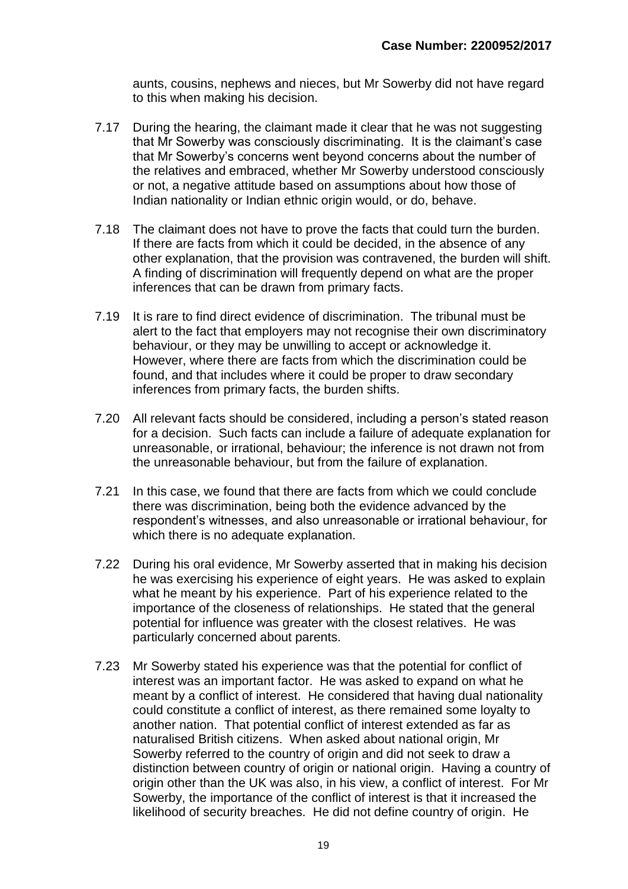aunts, cousins, nephews and nieces, but Mr Sowerby did not have regard to this when making his decision.

7.17 During the hearing, the claimant made it clear that he was not suggesting that Mr Sowerby was consciously discriminating. It is the claimant's case that Mr Sowerby's concerns went beyond concerns about the number of the relatives and embraced, whether Mr Sowerby understood consciously or not, a negative attitude based on assumptions about how those of Indian nationality or Indian ethnic origin would, or do, behave.

7.18 The claimant does not have to prove the facts that could turn the burden. If there are facts from which it could be decided, in the absence of any other explanation, that the provision was contravened, the burden will shift. A finding of discrimination will frequently depend on what are the proper inferences that can be drawn from primary facts.

7.19 It is rare to find direct evidence of discrimination. The tribunal must be alert to the fact that employers may not recognise their own discriminatory behaviour, or they may be unwilling to accept or acknowledge it. However, where there are facts from which the discrimination could be found, and that includes where it could be proper to draw secondary inferences from primary facts, the burden shifts.

7.20 All relevant facts should be considered, including a person's stated reason for a decision. Such facts can include a failure of adequate explanation for unreasonable, or irrational, behaviour; the inference is not drawn not from the unreasonable behaviour, but from the failure of explanation.

7.21 In this case, we found that there are facts from which we could conclude there was discrimination, being both the evidence advanced by the respondent's witnesses, and also unreasonable or irrational behaviour, for which there is no adequate explanation.

7.22 During his oral evidence, Mr Sowerby asserted that in making his decision he was exercising his experience of eight years. He was asked to explain what he meant by his experience. Part of his experience related to the importance of the closeness of relationships. He stated that the general potential for influence was greater with the closest relatives. He was particularly concerned about parents.

7.23 Mr Sowerby stated his experience was that the potential for conflict of interest was an important factor. He was asked to expand on what he meant by a conflict of interest. He considered that having dual nationality could constitute a conflict of interest, as there remained some loyalty to another nation. That potential conflict of interest extended as far as naturalised British citizens. When asked about national origin, Mr Sowerby referred to the country of origin and did not seek to draw a distinction between country of origin or national origin. Having a country of origin other than the UK was also, in his view, a conflict of interest. For Mr Sowerby, the importance of the conflict of interest is that it increased the likelihood of security breaches. He did not define country of origin. He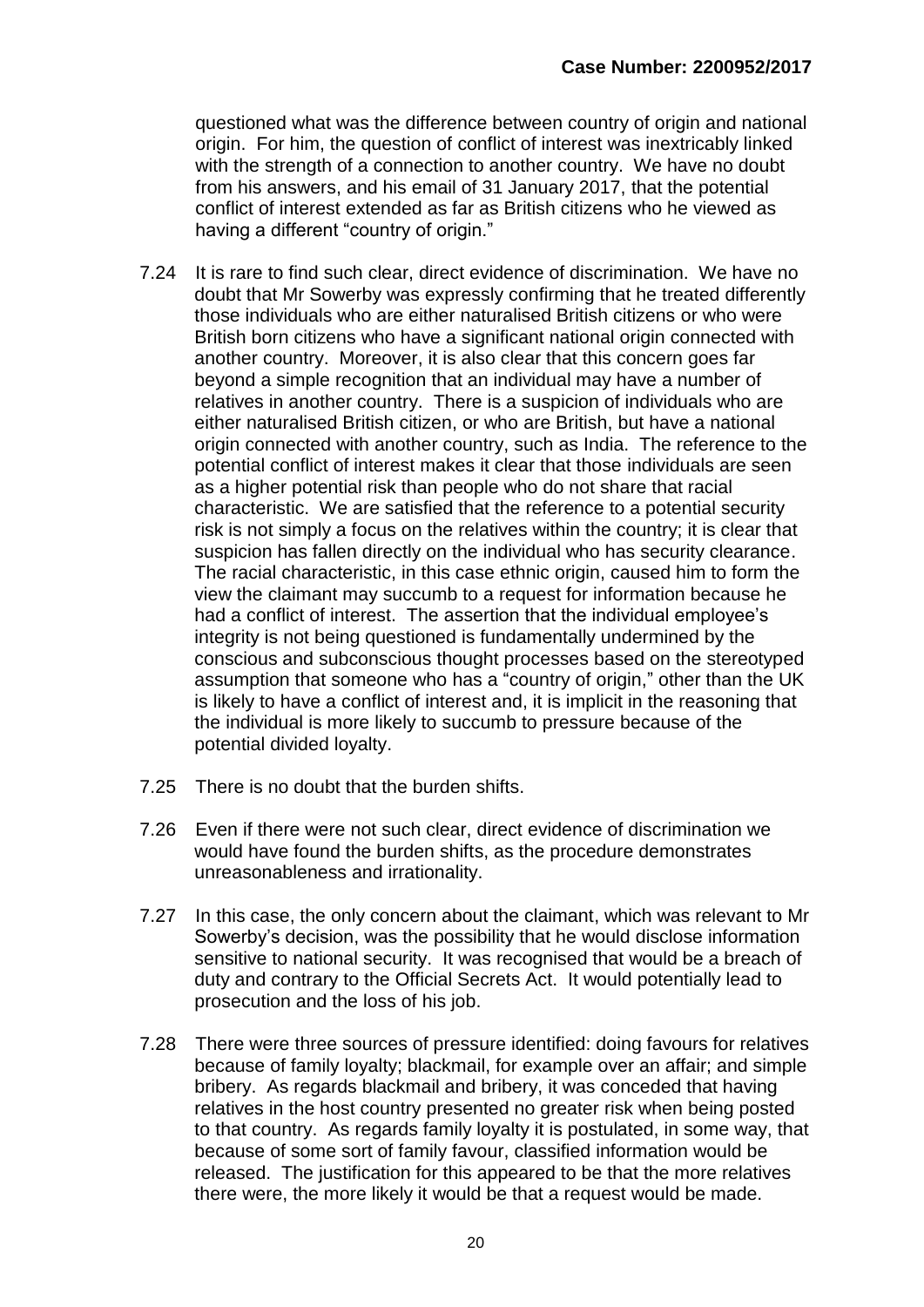questioned what was the difference between country of origin and national origin. For him, the question of conflict of interest was inextricably linked with the strength of a connection to another country. We have no doubt from his answers, and his email of 31 January 2017, that the potential conflict of interest extended as far as British citizens who he viewed as having a different "country of origin."

7.24 It is rare to find such clear, direct evidence of discrimination. We have no doubt that Mr Sowerby was expressly confirming that he treated differently those individuals who are either naturalised British citizens or who were British born citizens who have a significant national origin connected with another country. Moreover, it is also clear that this concern goes far beyond a simple recognition that an individual may have a number of relatives in another country. There is a suspicion of individuals who are either naturalised British citizen, or who are British, but have a national origin connected with another country, such as India. The reference to the potential conflict of interest makes it clear that those individuals are seen as a higher potential risk than people who do not share that racial characteristic. We are satisfied that the reference to a potential security risk is not simply a focus on the relatives within the country; it is clear that suspicion has fallen directly on the individual who has security clearance. The racial characteristic, in this case ethnic origin, caused him to form the view the claimant may succumb to a request for information because he had a conflict of interest. The assertion that the individual employee's integrity is not being questioned is fundamentally undermined by the conscious and subconscious thought processes based on the stereotyped assumption that someone who has a "country of origin," other than the UK is likely to have a conflict of interest and, it is implicit in the reasoning that the individual is more likely to succumb to pressure because of the potential divided loyalty.

7.25 There is no doubt that the burden shifts.

7.26 Even if there were not such clear, direct evidence of discrimination we would have found the burden shifts, as the procedure demonstrates unreasonableness and irrationality.

7.27 In this case, the only concern about the claimant, which was relevant to Mr Sowerby's decision, was the possibility that he would disclose information sensitive to national security. It was recognised that would be a breach of duty and contrary to the Official Secrets Act. It would potentially lead to prosecution and the loss of his job.

7.28 There were three sources of pressure identified: doing favours for relatives because of family loyalty; blackmail, for example over an affair; and simple bribery. As regards blackmail and bribery, it was conceded that having relatives in the host country presented no greater risk when being posted to that country. As regards family loyalty it is postulated, in some way, that because of some sort of family favour, classified information would be released. The justification for this appeared to be that the more relatives there were, the more likely it would be that a request would be made.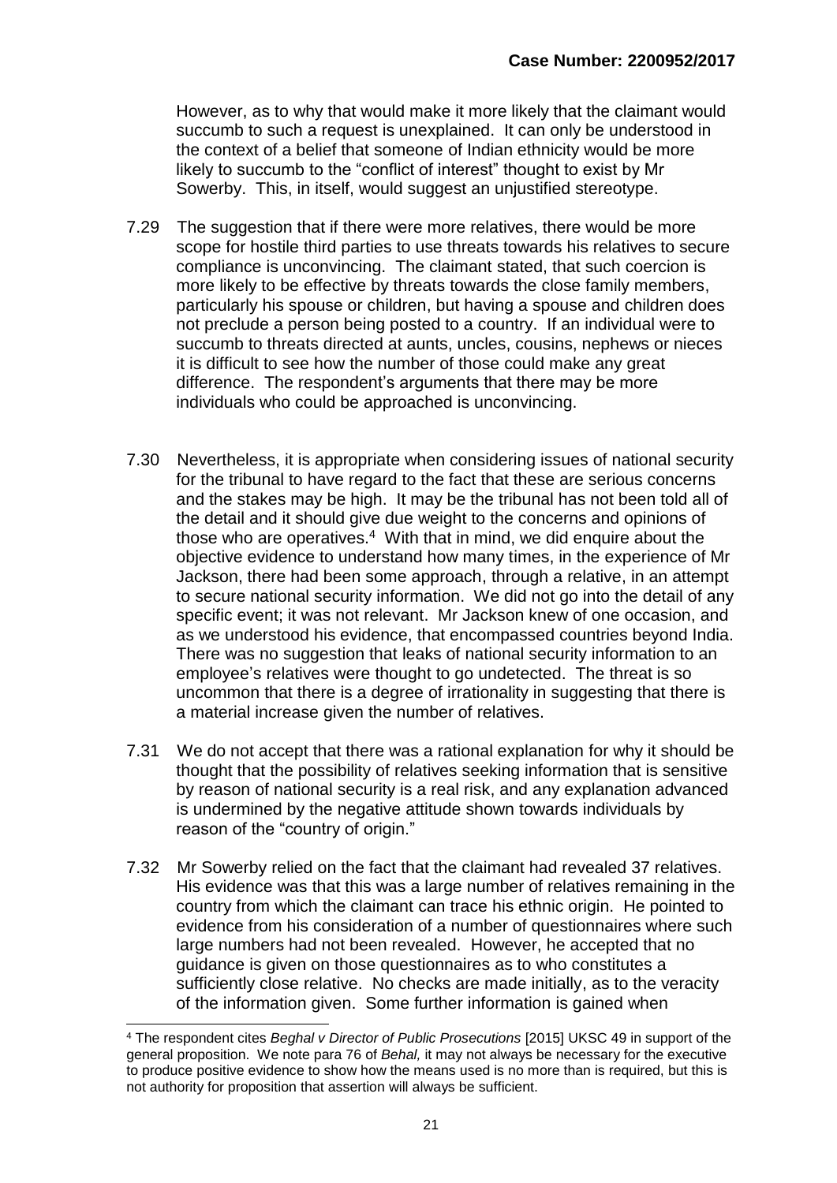However, as to why that would make it more likely that the claimant would succumb to such a request is unexplained. It can only be understood in the context of a belief that someone of Indian ethnicity would be more likely to succumb to the "conflict of interest" thought to exist by Mr Sowerby. This, in itself, would suggest an unjustified stereotype.

7.29 The suggestion that if there were more relatives, there would be more scope for hostile third parties to use threats towards his relatives to secure compliance is unconvincing. The claimant stated, that such coercion is more likely to be effective by threats towards the close family members, particularly his spouse or children, but having a spouse and children does not preclude a person being posted to a country. If an individual were to succumb to threats directed at aunts, uncles, cousins, nephews or nieces it is difficult to see how the number of those could make any great difference. The respondent's arguments that there may be more individuals who could be approached is unconvincing.

7.30 Nevertheless, it is appropriate when considering issues of national security for the tribunal to have regard to the fact that these are serious concerns and the stakes may be high. It may be the tribunal has not been told all of the detail and it should give due weight to the concerns and opinions of those who are operatives.[4] With that in mind, we did enquire about the objective evidence to understand how many times, in the experience of Mr Jackson, there had been some approach, through a relative, in an attempt to secure national security information. We did not go into the detail of any specific event; it was not relevant. Mr Jackson knew of one occasion, and as we understood his evidence, that encompassed countries beyond India. There was no suggestion that leaks of national security information to an employee's relatives were thought to go undetected. The threat is so uncommon that there is a degree of irrationality in suggesting that there is a material increase given the number of relatives.

7.31 We do not accept that there was a rational explanation for why it should be thought that the possibility of relatives seeking information that is sensitive by reason of national security is a real risk, and any explanation advanced is undermined by the negative attitude shown towards individuals by reason of the "country of origin."

7.32 Mr Sowerby relied on the fact that the claimant had revealed 37 relatives. His evidence was that this was a large number of relatives remaining in the country from which the claimant can trace his ethnic origin. He pointed to evidence from his consideration of a number of questionnaires where such large numbers had not been revealed. However, he accepted that no guidance is given on those questionnaires as to who constitutes a sufficiently close relative. No checks are made initially, as to the veracity of the information given. Some further information is gained when

---

[4] The respondent cites *Beghal v Director of Public Prosecutions* [2015] UKSC 49 in support of the general proposition. We note para 76 of *Behal,* it may not always be necessary for the executive to produce positive evidence to show how the means used is no more than is required, but this is not authority for proposition that assertion will always be sufficient.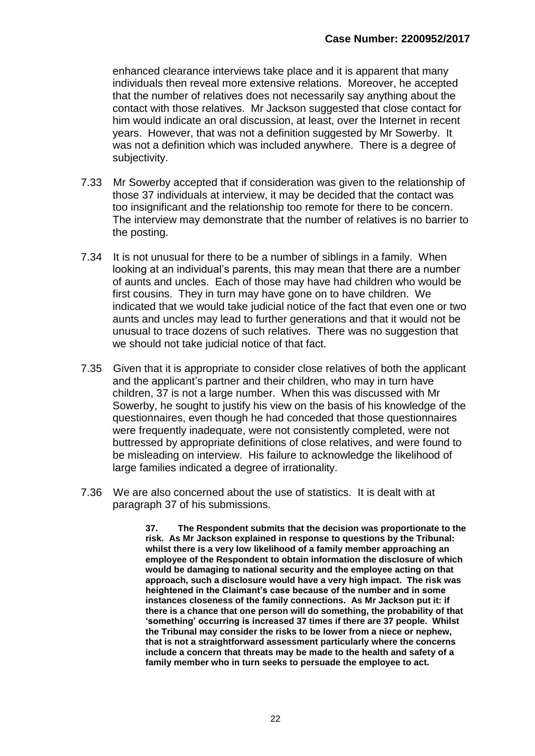enhanced clearance interviews take place and it is apparent that many individuals then reveal more extensive relations. Moreover, he accepted that the number of relatives does not necessarily say anything about the contact with those relatives. Mr Jackson suggested that close contact for him would indicate an oral discussion, at least, over the Internet in recent years. However, that was not a definition suggested by Mr Sowerby. It was not a definition which was included anywhere. There is a degree of subjectivity.

7.33 Mr Sowerby accepted that if consideration was given to the relationship of those 37 individuals at interview, it may be decided that the contact was too insignificant and the relationship too remote for there to be concern. The interview may demonstrate that the number of relatives is no barrier to the posting.

7.34 It is not unusual for there to be a number of siblings in a family. When looking at an individual's parents, this may mean that there are a number of aunts and uncles. Each of those may have had children who would be first cousins. They in turn may have gone on to have children. We indicated that we would take judicial notice of the fact that even one or two aunts and uncles may lead to further generations and that it would not be unusual to trace dozens of such relatives. There was no suggestion that we should not take judicial notice of that fact.

7.35 Given that it is appropriate to consider close relatives of both the applicant and the applicant's partner and their children, who may in turn have children, 37 is not a large number. When this was discussed with Mr Sowerby, he sought to justify his view on the basis of his knowledge of the questionnaires, even though he had conceded that those questionnaires were frequently inadequate, were not consistently completed, were not buttressed by appropriate definitions of close relatives, and were found to be misleading on interview. His failure to acknowledge the likelihood of large families indicated a degree of irrationality.

7.36 We are also concerned about the use of statistics. It is dealt with at paragraph 37 of his submissions.

> **37. The Respondent submits that the decision was proportionate to the risk. As Mr Jackson explained in response to questions by the Tribunal: whilst there is a very low likelihood of a family member approaching an employee of the Respondent to obtain information the disclosure of which would be damaging to national security and the employee acting on that approach, such a disclosure would have a very high impact. The risk was heightened in the Claimant's case because of the number and in some instances closeness of the family connections. As Mr Jackson put it: if there is a chance that one person will do something, the probability of that 'something' occurring is increased 37 times if there are 37 people. Whilst the Tribunal may consider the risks to be lower from a niece or nephew, that is not a straightforward assessment particularly where the concerns include a concern that threats may be made to the health and safety of a family member who in turn seeks to persuade the employee to act.**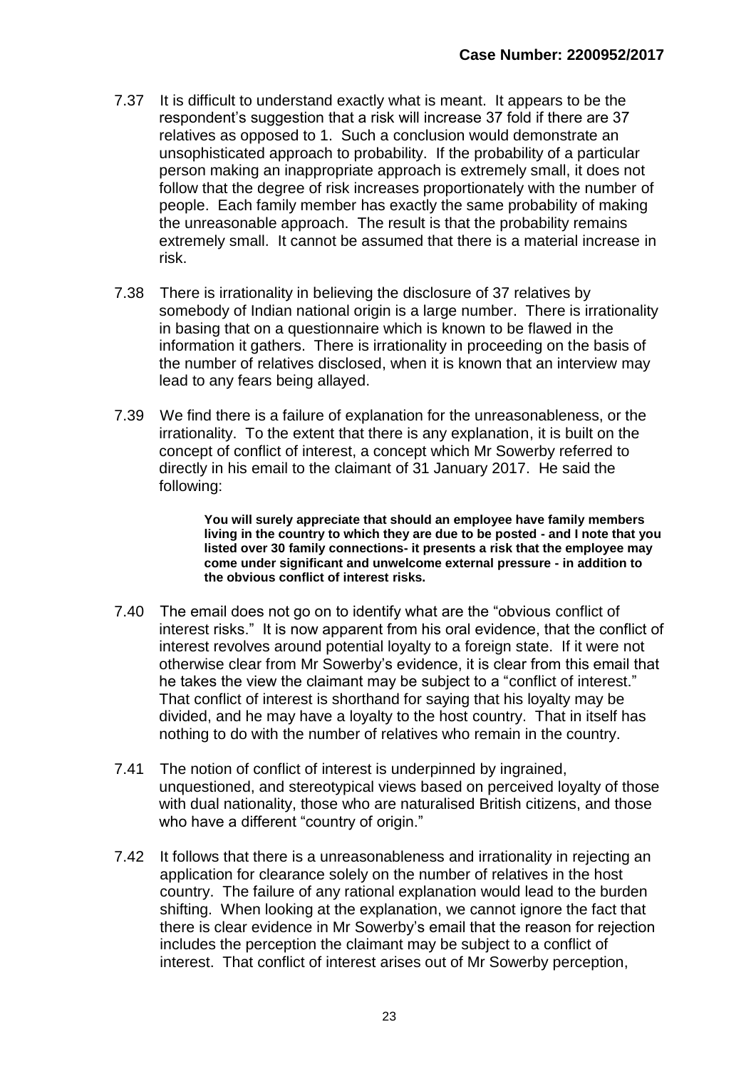7.37 It is difficult to understand exactly what is meant. It appears to be the respondent's suggestion that a risk will increase 37 fold if there are 37 relatives as opposed to 1. Such a conclusion would demonstrate an unsophisticated approach to probability. If the probability of a particular person making an inappropriate approach is extremely small, it does not follow that the degree of risk increases proportionately with the number of people. Each family member has exactly the same probability of making the unreasonable approach. The result is that the probability remains extremely small. It cannot be assumed that there is a material increase in risk.

7.38 There is irrationality in believing the disclosure of 37 relatives by somebody of Indian national origin is a large number. There is irrationality in basing that on a questionnaire which is known to be flawed in the information it gathers. There is irrationality in proceeding on the basis of the number of relatives disclosed, when it is known that an interview may lead to any fears being allayed.

7.39 We find there is a failure of explanation for the unreasonableness, or the irrationality. To the extent that there is any explanation, it is built on the concept of conflict of interest, a concept which Mr Sowerby referred to directly in his email to the claimant of 31 January 2017. He said the following:

> **You will surely appreciate that should an employee have family members living in the country to which they are due to be posted - and I note that you listed over 30 family connections- it presents a risk that the employee may come under significant and unwelcome external pressure - in addition to the obvious conflict of interest risks.**

7.40 The email does not go on to identify what are the "obvious conflict of interest risks." It is now apparent from his oral evidence, that the conflict of interest revolves around potential loyalty to a foreign state. If it were not otherwise clear from Mr Sowerby's evidence, it is clear from this email that he takes the view the claimant may be subject to a "conflict of interest." That conflict of interest is shorthand for saying that his loyalty may be divided, and he may have a loyalty to the host country. That in itself has nothing to do with the number of relatives who remain in the country.

7.41 The notion of conflict of interest is underpinned by ingrained, unquestioned, and stereotypical views based on perceived loyalty of those with dual nationality, those who are naturalised British citizens, and those who have a different "country of origin."

7.42 It follows that there is a unreasonableness and irrationality in rejecting an application for clearance solely on the number of relatives in the host country. The failure of any rational explanation would lead to the burden shifting. When looking at the explanation, we cannot ignore the fact that there is clear evidence in Mr Sowerby's email that the reason for rejection includes the perception the claimant may be subject to a conflict of interest. That conflict of interest arises out of Mr Sowerby perception,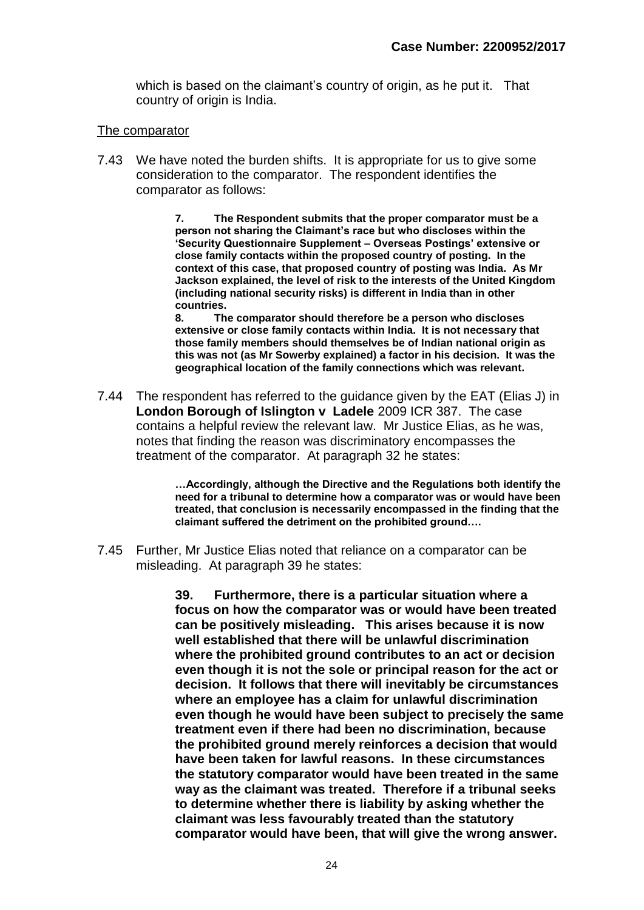which is based on the claimant's country of origin, as he put it. That country of origin is India.

The comparator

7.43 We have noted the burden shifts. It is appropriate for us to give some consideration to the comparator. The respondent identifies the comparator as follows:

> **7. The Respondent submits that the proper comparator must be a person not sharing the Claimant's race but who discloses within the 'Security Questionnaire Supplement – Overseas Postings' extensive or close family contacts within the proposed country of posting. In the context of this case, that proposed country of posting was India. As Mr Jackson explained, the level of risk to the interests of the United Kingdom (including national security risks) is different in India than in other countries.**
>
> **8. The comparator should therefore be a person who discloses extensive or close family contacts within India. It is not necessary that those family members should themselves be of Indian national origin as this was not (as Mr Sowerby explained) a factor in his decision. It was the geographical location of the family connections which was relevant.**

7.44 The respondent has referred to the guidance given by the EAT (Elias J) in **London Borough of Islington v Ladele** 2009 ICR 387. The case contains a helpful review the relevant law. Mr Justice Elias, as he was, notes that finding the reason was discriminatory encompasses the treatment of the comparator. At paragraph 32 he states:

> **…Accordingly, although the Directive and the Regulations both identify the need for a tribunal to determine how a comparator was or would have been treated, that conclusion is necessarily encompassed in the finding that the claimant suffered the detriment on the prohibited ground….**

7.45 Further, Mr Justice Elias noted that reliance on a comparator can be misleading. At paragraph 39 he states:

> **39. Furthermore, there is a particular situation where a focus on how the comparator was or would have been treated can be positively misleading. This arises because it is now well established that there will be unlawful discrimination where the prohibited ground contributes to an act or decision even though it is not the sole or principal reason for the act or decision. It follows that there will inevitably be circumstances where an employee has a claim for unlawful discrimination even though he would have been subject to precisely the same treatment even if there had been no discrimination, because the prohibited ground merely reinforces a decision that would have been taken for lawful reasons. In these circumstances the statutory comparator would have been treated in the same way as the claimant was treated. Therefore if a tribunal seeks to determine whether there is liability by asking whether the claimant was less favourably treated than the statutory comparator would have been, that will give the wrong answer.**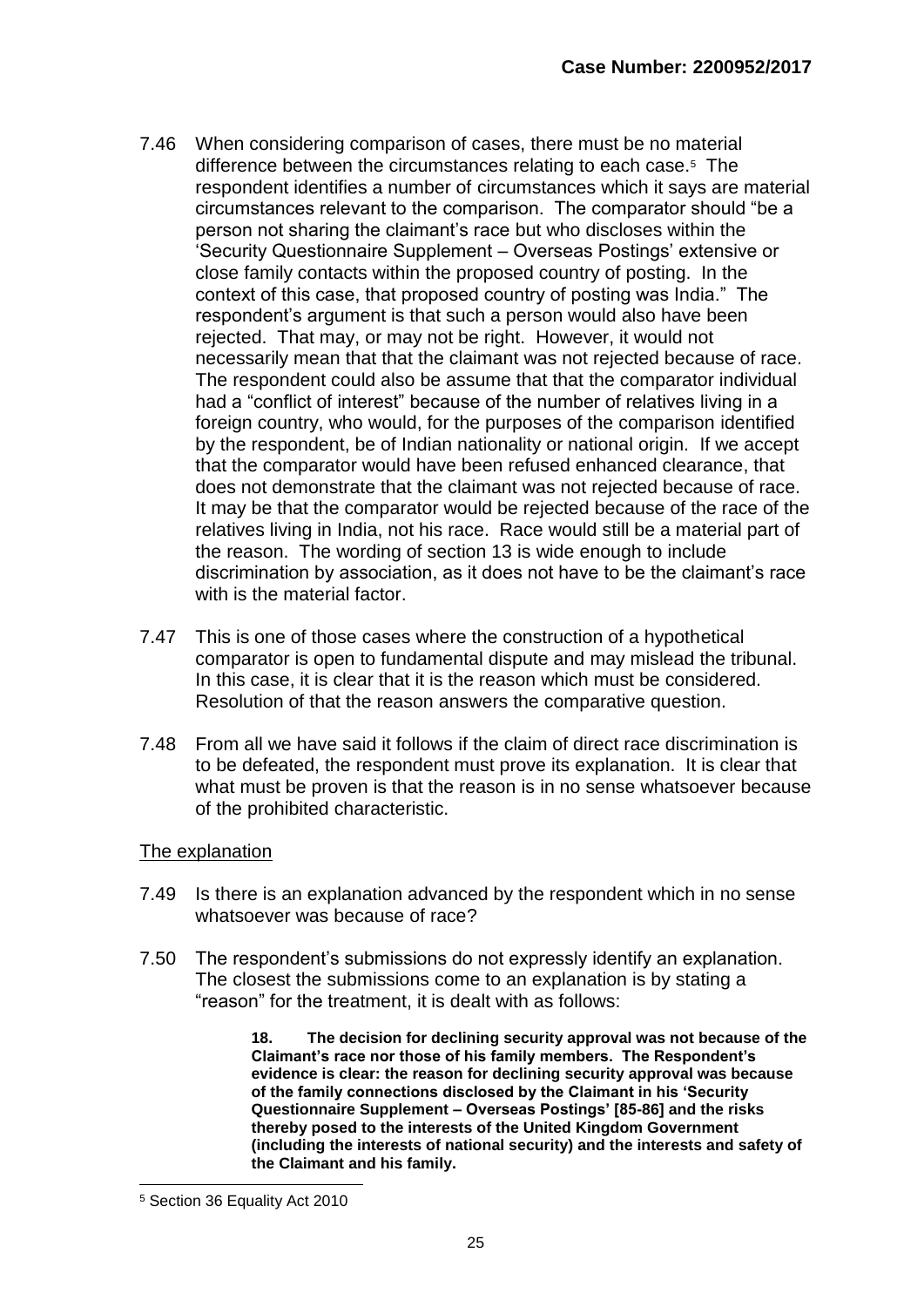7.46 When considering comparison of cases, there must be no material difference between the circumstances relating to each case.[5] The respondent identifies a number of circumstances which it says are material circumstances relevant to the comparison. The comparator should "be a person not sharing the claimant's race but who discloses within the 'Security Questionnaire Supplement – Overseas Postings' extensive or close family contacts within the proposed country of posting. In the context of this case, that proposed country of posting was India." The respondent's argument is that such a person would also have been rejected. That may, or may not be right. However, it would not necessarily mean that that the claimant was not rejected because of race. The respondent could also be assume that that the comparator individual had a "conflict of interest" because of the number of relatives living in a foreign country, who would, for the purposes of the comparison identified by the respondent, be of Indian nationality or national origin. If we accept that the comparator would have been refused enhanced clearance, that does not demonstrate that the claimant was not rejected because of race. It may be that the comparator would be rejected because of the race of the relatives living in India, not his race. Race would still be a material part of the reason. The wording of section 13 is wide enough to include discrimination by association, as it does not have to be the claimant's race with is the material factor.

7.47 This is one of those cases where the construction of a hypothetical comparator is open to fundamental dispute and may mislead the tribunal. In this case, it is clear that it is the reason which must be considered. Resolution of that the reason answers the comparative question.

7.48 From all we have said it follows if the claim of direct race discrimination is to be defeated, the respondent must prove its explanation. It is clear that what must be proven is that the reason is in no sense whatsoever because of the prohibited characteristic.

The explanation

7.49 Is there is an explanation advanced by the respondent which in no sense whatsoever was because of race?

7.50 The respondent's submissions do not expressly identify an explanation. The closest the submissions come to an explanation is by stating a "reason" for the treatment, it is dealt with as follows:

> **18. The decision for declining security approval was not because of the Claimant's race nor those of his family members. The Respondent's evidence is clear: the reason for declining security approval was because of the family connections disclosed by the Claimant in his 'Security Questionnaire Supplement – Overseas Postings' [85-86] and the risks thereby posed to the interests of the United Kingdom Government (including the interests of national security) and the interests and safety of the Claimant and his family.**

[5] Section 36 Equality Act 2010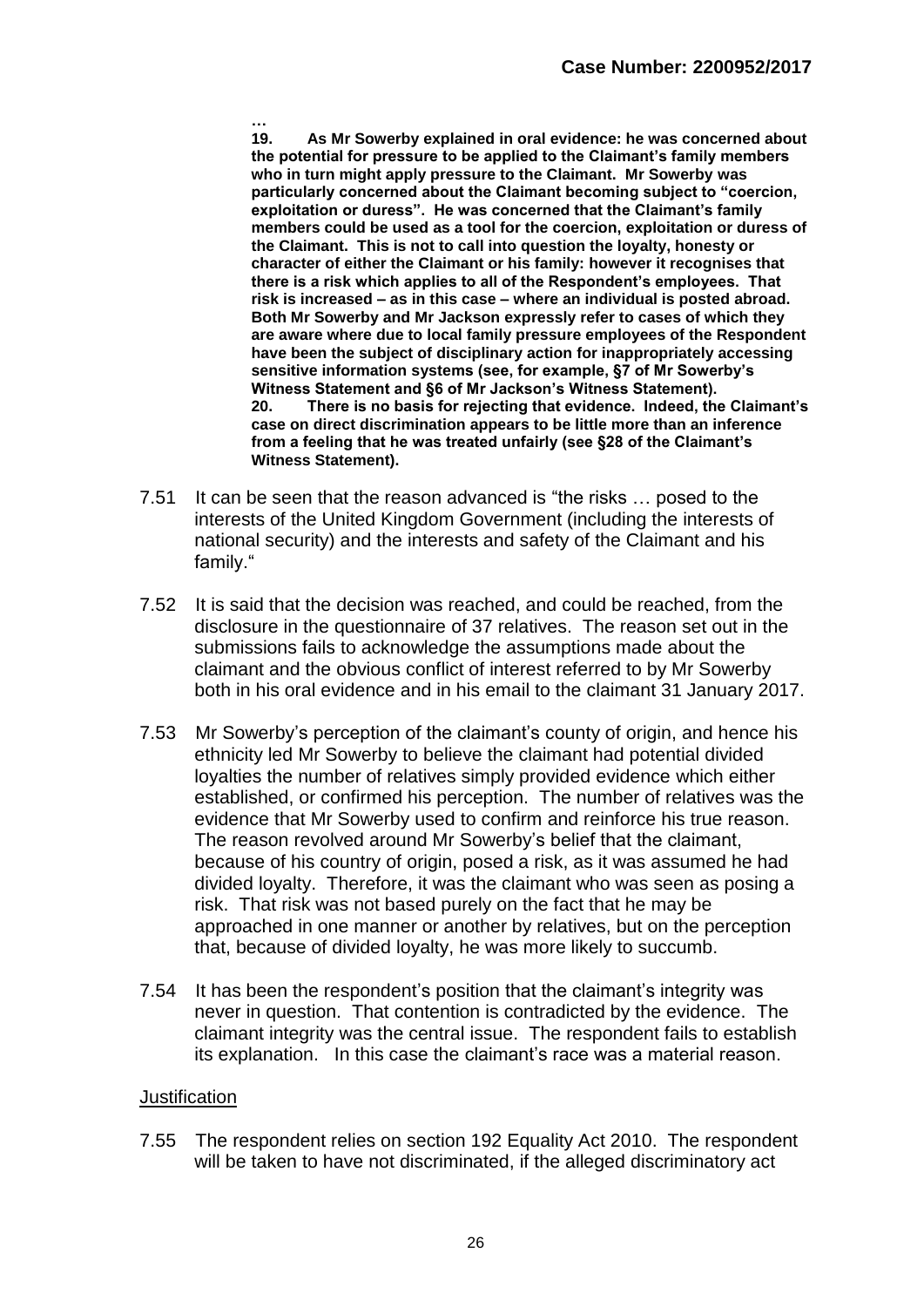**…**

**19. As Mr Sowerby explained in oral evidence: he was concerned about the potential for pressure to be applied to the Claimant's family members who in turn might apply pressure to the Claimant. Mr Sowerby was particularly concerned about the Claimant becoming subject to "coercion, exploitation or duress". He was concerned that the Claimant's family members could be used as a tool for the coercion, exploitation or duress of the Claimant. This is not to call into question the loyalty, honesty or character of either the Claimant or his family: however it recognises that there is a risk which applies to all of the Respondent's employees. That risk is increased – as in this case – where an individual is posted abroad. Both Mr Sowerby and Mr Jackson expressly refer to cases of which they are aware where due to local family pressure employees of the Respondent have been the subject of disciplinary action for inappropriately accessing sensitive information systems (see, for example, §7 of Mr Sowerby's Witness Statement and §6 of Mr Jackson's Witness Statement).**

**20. There is no basis for rejecting that evidence. Indeed, the Claimant's case on direct discrimination appears to be little more than an inference from a feeling that he was treated unfairly (see §28 of the Claimant's Witness Statement).**

7.51 It can be seen that the reason advanced is "the risks … posed to the interests of the United Kingdom Government (including the interests of national security) and the interests and safety of the Claimant and his family."

7.52 It is said that the decision was reached, and could be reached, from the disclosure in the questionnaire of 37 relatives. The reason set out in the submissions fails to acknowledge the assumptions made about the claimant and the obvious conflict of interest referred to by Mr Sowerby both in his oral evidence and in his email to the claimant 31 January 2017.

7.53 Mr Sowerby's perception of the claimant's county of origin, and hence his ethnicity led Mr Sowerby to believe the claimant had potential divided loyalties the number of relatives simply provided evidence which either established, or confirmed his perception. The number of relatives was the evidence that Mr Sowerby used to confirm and reinforce his true reason. The reason revolved around Mr Sowerby's belief that the claimant, because of his country of origin, posed a risk, as it was assumed he had divided loyalty. Therefore, it was the claimant who was seen as posing a risk. That risk was not based purely on the fact that he may be approached in one manner or another by relatives, but on the perception that, because of divided loyalty, he was more likely to succumb.

7.54 It has been the respondent's position that the claimant's integrity was never in question. That contention is contradicted by the evidence. The claimant integrity was the central issue. The respondent fails to establish its explanation. In this case the claimant's race was a material reason.

### Justification

7.55 The respondent relies on section 192 Equality Act 2010. The respondent will be taken to have not discriminated, if the alleged discriminatory act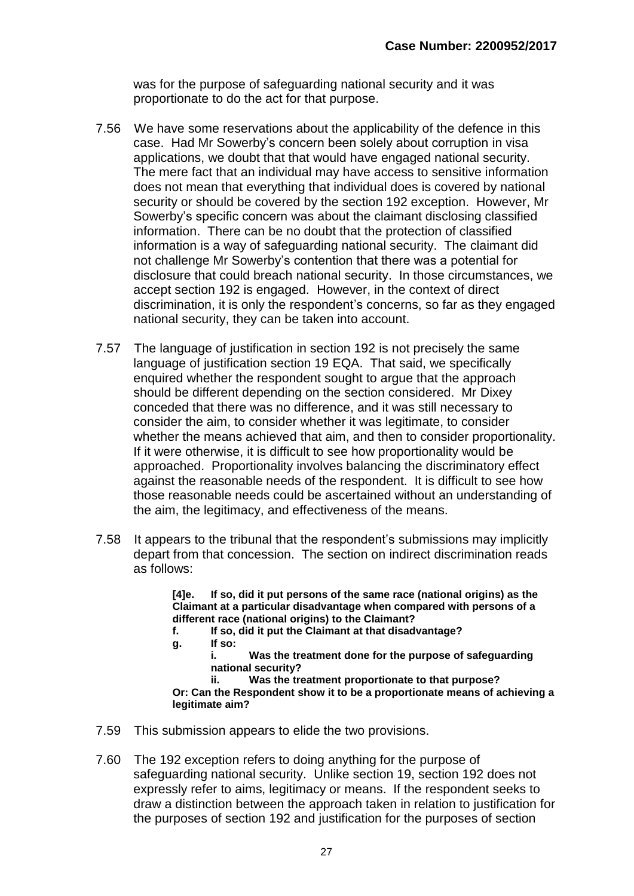was for the purpose of safeguarding national security and it was proportionate to do the act for that purpose.

7.56 We have some reservations about the applicability of the defence in this case. Had Mr Sowerby's concern been solely about corruption in visa applications, we doubt that that would have engaged national security. The mere fact that an individual may have access to sensitive information does not mean that everything that individual does is covered by national security or should be covered by the section 192 exception. However, Mr Sowerby's specific concern was about the claimant disclosing classified information. There can be no doubt that the protection of classified information is a way of safeguarding national security. The claimant did not challenge Mr Sowerby's contention that there was a potential for disclosure that could breach national security. In those circumstances, we accept section 192 is engaged. However, in the context of direct discrimination, it is only the respondent's concerns, so far as they engaged national security, they can be taken into account.

7.57 The language of justification in section 192 is not precisely the same language of justification section 19 EQA. That said, we specifically enquired whether the respondent sought to argue that the approach should be different depending on the section considered. Mr Dixey conceded that there was no difference, and it was still necessary to consider the aim, to consider whether it was legitimate, to consider whether the means achieved that aim, and then to consider proportionality. If it were otherwise, it is difficult to see how proportionality would be approached. Proportionality involves balancing the discriminatory effect against the reasonable needs of the respondent. It is difficult to see how those reasonable needs could be ascertained without an understanding of the aim, the legitimacy, and effectiveness of the means.

7.58 It appears to the tribunal that the respondent's submissions may implicitly depart from that concession. The section on indirect discrimination reads as follows:

> **[4]e. If so, did it put persons of the same race (national origins) as the Claimant at a particular disadvantage when compared with persons of a different race (national origins) to the Claimant?**
>
> **f. If so, did it put the Claimant at that disadvantage?**
>
> **g. If so:**
>
> **i. Was the treatment done for the purpose of safeguarding national security?**
>
> **ii. Was the treatment proportionate to that purpose?**
>
> **Or: Can the Respondent show it to be a proportionate means of achieving a legitimate aim?**

7.59 This submission appears to elide the two provisions.

7.60 The 192 exception refers to doing anything for the purpose of safeguarding national security. Unlike section 19, section 192 does not expressly refer to aims, legitimacy or means. If the respondent seeks to draw a distinction between the approach taken in relation to justification for the purposes of section 192 and justification for the purposes of section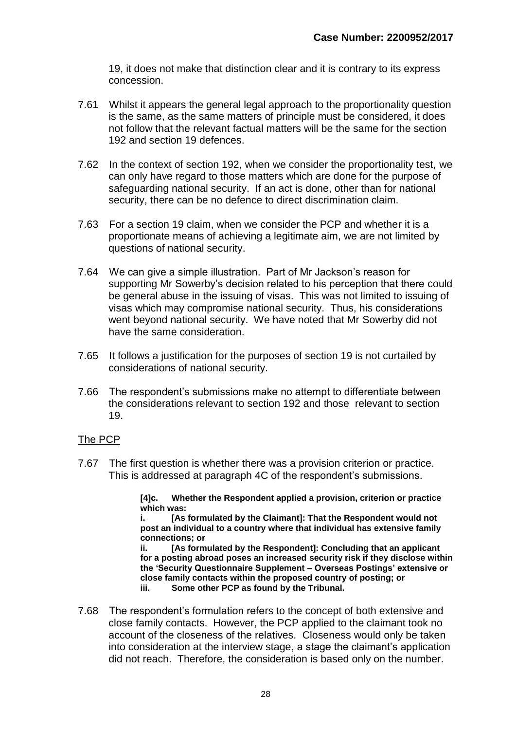19, it does not make that distinction clear and it is contrary to its express concession.

7.61 Whilst it appears the general legal approach to the proportionality question is the same, as the same matters of principle must be considered, it does not follow that the relevant factual matters will be the same for the section 192 and section 19 defences.

7.62 In the context of section 192, when we consider the proportionality test, we can only have regard to those matters which are done for the purpose of safeguarding national security. If an act is done, other than for national security, there can be no defence to direct discrimination claim.

7.63 For a section 19 claim, when we consider the PCP and whether it is a proportionate means of achieving a legitimate aim, we are not limited by questions of national security.

7.64 We can give a simple illustration. Part of Mr Jackson's reason for supporting Mr Sowerby's decision related to his perception that there could be general abuse in the issuing of visas. This was not limited to issuing of visas which may compromise national security. Thus, his considerations went beyond national security. We have noted that Mr Sowerby did not have the same consideration.

7.65 It follows a justification for the purposes of section 19 is not curtailed by considerations of national security.

7.66 The respondent's submissions make no attempt to differentiate between the considerations relevant to section 192 and those relevant to section 19.

## The PCP

7.67 The first question is whether there was a provision criterion or practice. This is addressed at paragraph 4C of the respondent's submissions.

> **[4]c. Whether the Respondent applied a provision, criterion or practice which was:**
>
> **i. [As formulated by the Claimant]: That the Respondent would not post an individual to a country where that individual has extensive family connections; or**
>
> **ii. [As formulated by the Respondent]: Concluding that an applicant for a posting abroad poses an increased security risk if they disclose within the 'Security Questionnaire Supplement – Overseas Postings' extensive or close family contacts within the proposed country of posting; or**
>
> **iii. Some other PCP as found by the Tribunal.**

7.68 The respondent's formulation refers to the concept of both extensive and close family contacts. However, the PCP applied to the claimant took no account of the closeness of the relatives. Closeness would only be taken into consideration at the interview stage, a stage the claimant's application did not reach. Therefore, the consideration is based only on the number.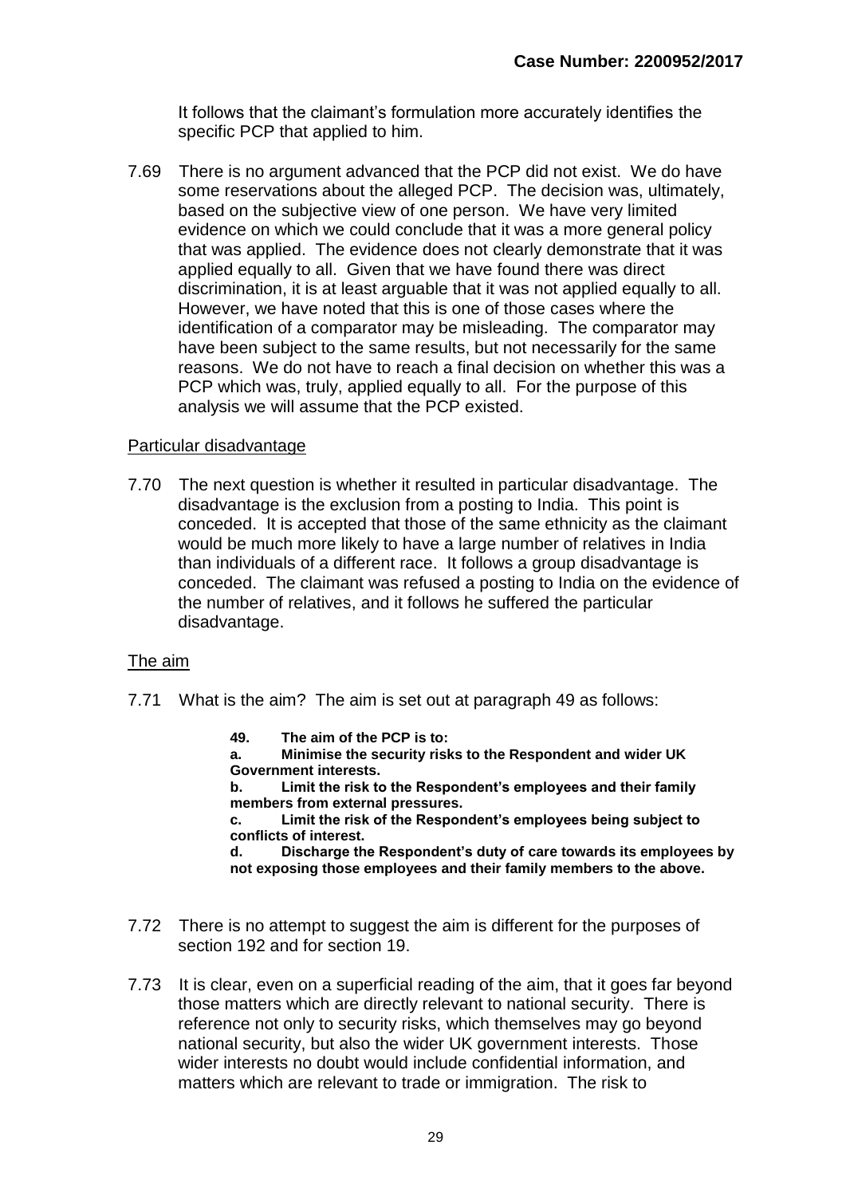It follows that the claimant's formulation more accurately identifies the specific PCP that applied to him.

7.69 There is no argument advanced that the PCP did not exist. We do have some reservations about the alleged PCP. The decision was, ultimately, based on the subjective view of one person. We have very limited evidence on which we could conclude that it was a more general policy that was applied. The evidence does not clearly demonstrate that it was applied equally to all. Given that we have found there was direct discrimination, it is at least arguable that it was not applied equally to all. However, we have noted that this is one of those cases where the identification of a comparator may be misleading. The comparator may have been subject to the same results, but not necessarily for the same reasons. We do not have to reach a final decision on whether this was a PCP which was, truly, applied equally to all. For the purpose of this analysis we will assume that the PCP existed.

<u>Particular disadvantage</u>

7.70 The next question is whether it resulted in particular disadvantage. The disadvantage is the exclusion from a posting to India. This point is conceded. It is accepted that those of the same ethnicity as the claimant would be much more likely to have a large number of relatives in India than individuals of a different race. It follows a group disadvantage is conceded. The claimant was refused a posting to India on the evidence of the number of relatives, and it follows he suffered the particular disadvantage.

<u>The aim</u>

7.71 What is the aim? The aim is set out at paragraph 49 as follows:

> **49. The aim of the PCP is to:**
>
> **a. Minimise the security risks to the Respondent and wider UK Government interests.**
>
> **b. Limit the risk to the Respondent's employees and their family members from external pressures.**
>
> **c. Limit the risk of the Respondent's employees being subject to conflicts of interest.**
>
> **d. Discharge the Respondent's duty of care towards its employees by not exposing those employees and their family members to the above.**

7.72 There is no attempt to suggest the aim is different for the purposes of section 192 and for section 19.

7.73 It is clear, even on a superficial reading of the aim, that it goes far beyond those matters which are directly relevant to national security. There is reference not only to security risks, which themselves may go beyond national security, but also the wider UK government interests. Those wider interests no doubt would include confidential information, and matters which are relevant to trade or immigration. The risk to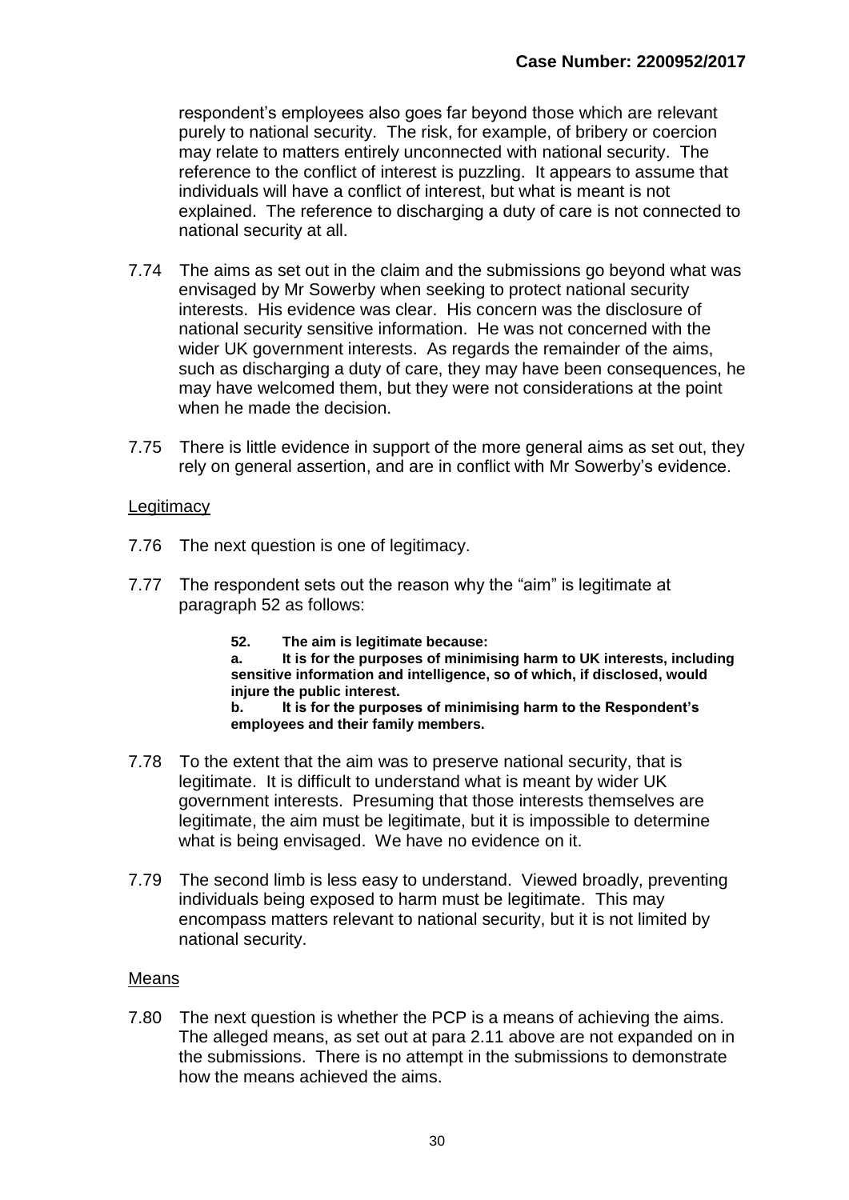respondent's employees also goes far beyond those which are relevant purely to national security. The risk, for example, of bribery or coercion may relate to matters entirely unconnected with national security. The reference to the conflict of interest is puzzling. It appears to assume that individuals will have a conflict of interest, but what is meant is not explained. The reference to discharging a duty of care is not connected to national security at all.

7.74 The aims as set out in the claim and the submissions go beyond what was envisaged by Mr Sowerby when seeking to protect national security interests. His evidence was clear. His concern was the disclosure of national security sensitive information. He was not concerned with the wider UK government interests. As regards the remainder of the aims, such as discharging a duty of care, they may have been consequences, he may have welcomed them, but they were not considerations at the point when he made the decision.

7.75 There is little evidence in support of the more general aims as set out, they rely on general assertion, and are in conflict with Mr Sowerby's evidence.

Legitimacy

7.76 The next question is one of legitimacy.

7.77 The respondent sets out the reason why the "aim" is legitimate at paragraph 52 as follows:

> **52. The aim is legitimate because:**
> **a. It is for the purposes of minimising harm to UK interests, including sensitive information and intelligence, so of which, if disclosed, would injure the public interest.**
> **b. It is for the purposes of minimising harm to the Respondent's employees and their family members.**

7.78 To the extent that the aim was to preserve national security, that is legitimate. It is difficult to understand what is meant by wider UK government interests. Presuming that those interests themselves are legitimate, the aim must be legitimate, but it is impossible to determine what is being envisaged. We have no evidence on it.

7.79 The second limb is less easy to understand. Viewed broadly, preventing individuals being exposed to harm must be legitimate. This may encompass matters relevant to national security, but it is not limited by national security.

Means

7.80 The next question is whether the PCP is a means of achieving the aims. The alleged means, as set out at para 2.11 above are not expanded on in the submissions. There is no attempt in the submissions to demonstrate how the means achieved the aims.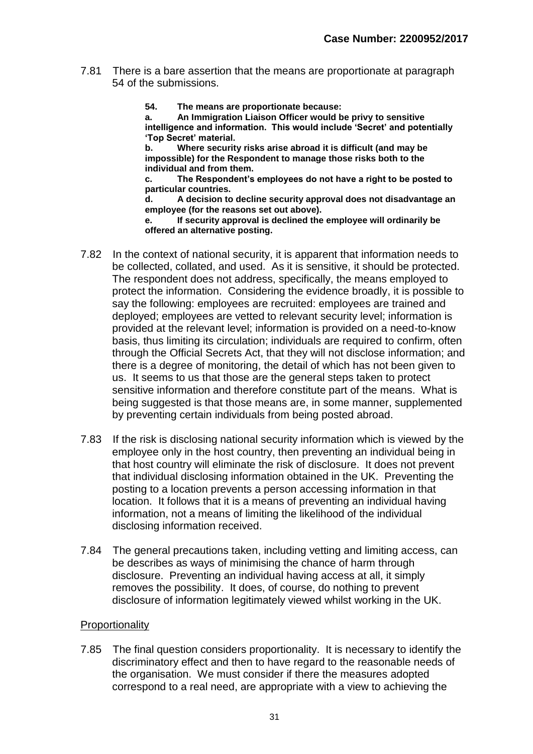7.81 There is a bare assertion that the means are proportionate at paragraph 54 of the submissions.

> **54. The means are proportionate because:**
> **a. An Immigration Liaison Officer would be privy to sensitive intelligence and information. This would include 'Secret' and potentially 'Top Secret' material.**
> **b. Where security risks arise abroad it is difficult (and may be impossible) for the Respondent to manage those risks both to the individual and from them.**
> **c. The Respondent's employees do not have a right to be posted to particular countries.**
> **d. A decision to decline security approval does not disadvantage an employee (for the reasons set out above).**
> **e. If security approval is declined the employee will ordinarily be offered an alternative posting.**

7.82 In the context of national security, it is apparent that information needs to be collected, collated, and used. As it is sensitive, it should be protected. The respondent does not address, specifically, the means employed to protect the information. Considering the evidence broadly, it is possible to say the following: employees are recruited: employees are trained and deployed; employees are vetted to relevant security level; information is provided at the relevant level; information is provided on a need-to-know basis, thus limiting its circulation; individuals are required to confirm, often through the Official Secrets Act, that they will not disclose information; and there is a degree of monitoring, the detail of which has not been given to us. It seems to us that those are the general steps taken to protect sensitive information and therefore constitute part of the means. What is being suggested is that those means are, in some manner, supplemented by preventing certain individuals from being posted abroad.

7.83 If the risk is disclosing national security information which is viewed by the employee only in the host country, then preventing an individual being in that host country will eliminate the risk of disclosure. It does not prevent that individual disclosing information obtained in the UK. Preventing the posting to a location prevents a person accessing information in that location. It follows that it is a means of preventing an individual having information, not a means of limiting the likelihood of the individual disclosing information received.

7.84 The general precautions taken, including vetting and limiting access, can be describes as ways of minimising the chance of harm through disclosure. Preventing an individual having access at all, it simply removes the possibility. It does, of course, do nothing to prevent disclosure of information legitimately viewed whilst working in the UK.

## Proportionality

7.85 The final question considers proportionality. It is necessary to identify the discriminatory effect and then to have regard to the reasonable needs of the organisation. We must consider if there the measures adopted correspond to a real need, are appropriate with a view to achieving the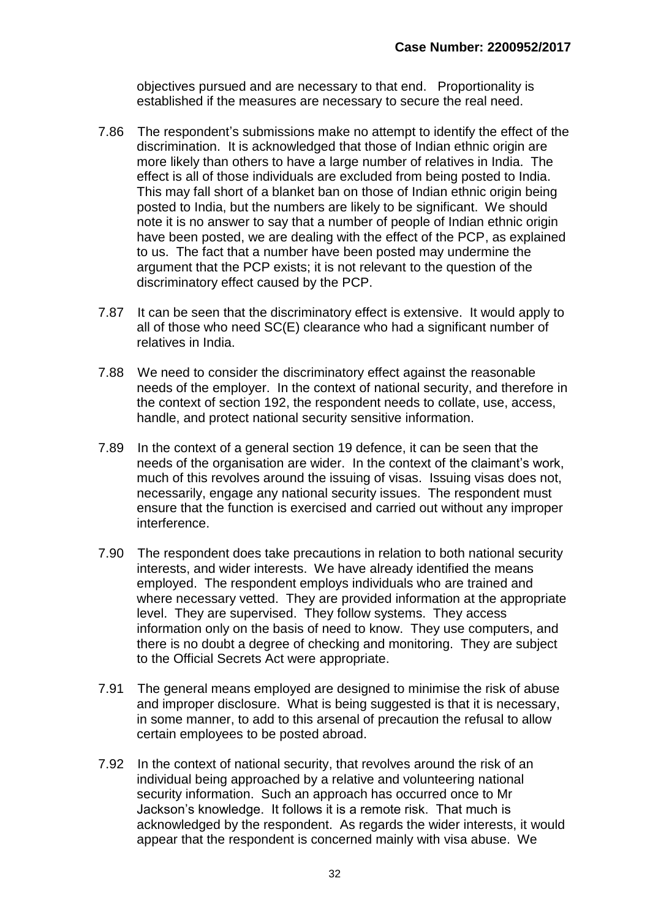objectives pursued and are necessary to that end. Proportionality is established if the measures are necessary to secure the real need.

7.86 The respondent's submissions make no attempt to identify the effect of the discrimination. It is acknowledged that those of Indian ethnic origin are more likely than others to have a large number of relatives in India. The effect is all of those individuals are excluded from being posted to India. This may fall short of a blanket ban on those of Indian ethnic origin being posted to India, but the numbers are likely to be significant. We should note it is no answer to say that a number of people of Indian ethnic origin have been posted, we are dealing with the effect of the PCP, as explained to us. The fact that a number have been posted may undermine the argument that the PCP exists; it is not relevant to the question of the discriminatory effect caused by the PCP.

7.87 It can be seen that the discriminatory effect is extensive. It would apply to all of those who need SC(E) clearance who had a significant number of relatives in India.

7.88 We need to consider the discriminatory effect against the reasonable needs of the employer. In the context of national security, and therefore in the context of section 192, the respondent needs to collate, use, access, handle, and protect national security sensitive information.

7.89 In the context of a general section 19 defence, it can be seen that the needs of the organisation are wider. In the context of the claimant's work, much of this revolves around the issuing of visas. Issuing visas does not, necessarily, engage any national security issues. The respondent must ensure that the function is exercised and carried out without any improper interference.

7.90 The respondent does take precautions in relation to both national security interests, and wider interests. We have already identified the means employed. The respondent employs individuals who are trained and where necessary vetted. They are provided information at the appropriate level. They are supervised. They follow systems. They access information only on the basis of need to know. They use computers, and there is no doubt a degree of checking and monitoring. They are subject to the Official Secrets Act were appropriate.

7.91 The general means employed are designed to minimise the risk of abuse and improper disclosure. What is being suggested is that it is necessary, in some manner, to add to this arsenal of precaution the refusal to allow certain employees to be posted abroad.

7.92 In the context of national security, that revolves around the risk of an individual being approached by a relative and volunteering national security information. Such an approach has occurred once to Mr Jackson's knowledge. It follows it is a remote risk. That much is acknowledged by the respondent. As regards the wider interests, it would appear that the respondent is concerned mainly with visa abuse. We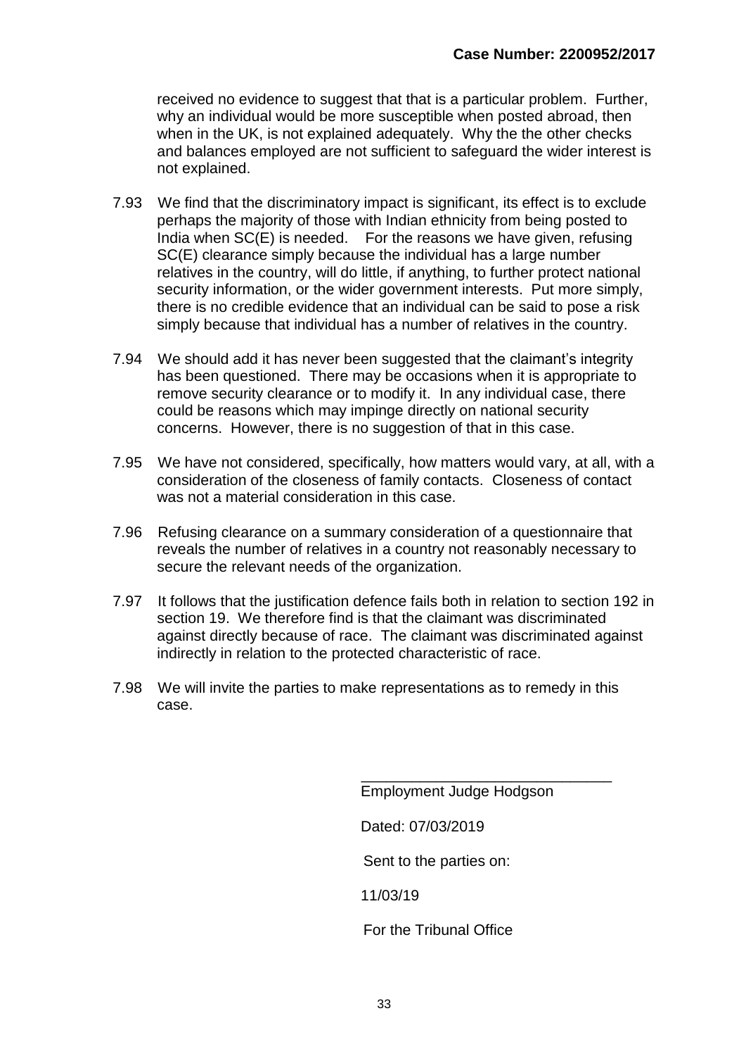received no evidence to suggest that that is a particular problem. Further, why an individual would be more susceptible when posted abroad, then when in the UK, is not explained adequately. Why the the other checks and balances employed are not sufficient to safeguard the wider interest is not explained.

7.93 We find that the discriminatory impact is significant, its effect is to exclude perhaps the majority of those with Indian ethnicity from being posted to India when SC(E) is needed. For the reasons we have given, refusing SC(E) clearance simply because the individual has a large number relatives in the country, will do little, if anything, to further protect national security information, or the wider government interests. Put more simply, there is no credible evidence that an individual can be said to pose a risk simply because that individual has a number of relatives in the country.

7.94 We should add it has never been suggested that the claimant's integrity has been questioned. There may be occasions when it is appropriate to remove security clearance or to modify it. In any individual case, there could be reasons which may impinge directly on national security concerns. However, there is no suggestion of that in this case.

7.95 We have not considered, specifically, how matters would vary, at all, with a consideration of the closeness of family contacts. Closeness of contact was not a material consideration in this case.

7.96 Refusing clearance on a summary consideration of a questionnaire that reveals the number of relatives in a country not reasonably necessary to secure the relevant needs of the organization.

7.97 It follows that the justification defence fails both in relation to section 192 in section 19. We therefore find is that the claimant was discriminated against directly because of race. The claimant was discriminated against indirectly in relation to the protected characteristic of race.

7.98 We will invite the parties to make representations as to remedy in this case.

Employment Judge Hodgson

Dated: 07/03/2019

Sent to the parties on:

11/03/19

For the Tribunal Office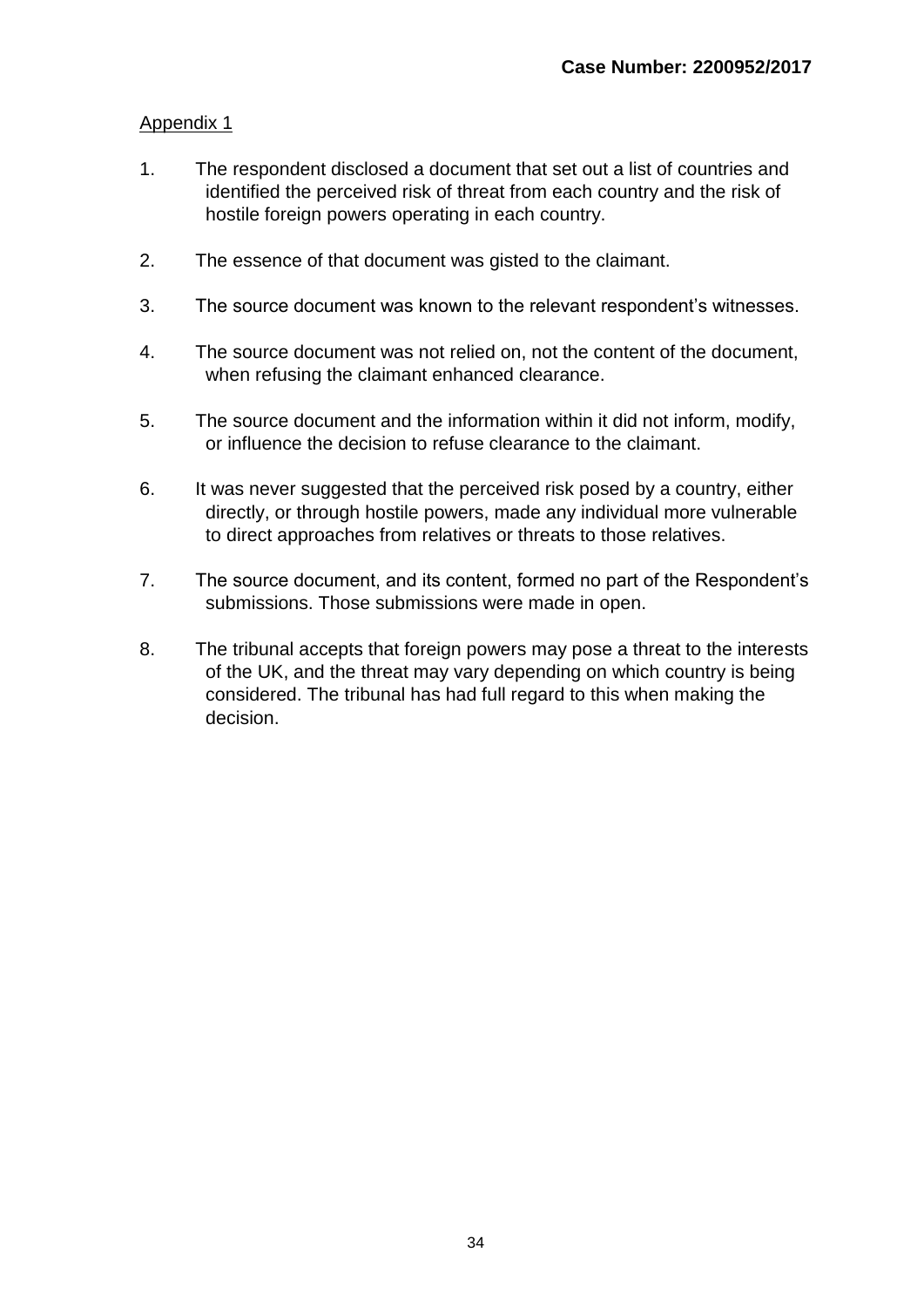Appendix 1

1. The respondent disclosed a document that set out a list of countries and identified the perceived risk of threat from each country and the risk of hostile foreign powers operating in each country.

2. The essence of that document was gisted to the claimant.

3. The source document was known to the relevant respondent's witnesses.

4. The source document was not relied on, not the content of the document, when refusing the claimant enhanced clearance.

5. The source document and the information within it did not inform, modify, or influence the decision to refuse clearance to the claimant.

6. It was never suggested that the perceived risk posed by a country, either directly, or through hostile powers, made any individual more vulnerable to direct approaches from relatives or threats to those relatives.

7. The source document, and its content, formed no part of the Respondent's submissions. Those submissions were made in open.

8. The tribunal accepts that foreign powers may pose a threat to the interests of the UK, and the threat may vary depending on which country is being considered. The tribunal has had full regard to this when making the decision.